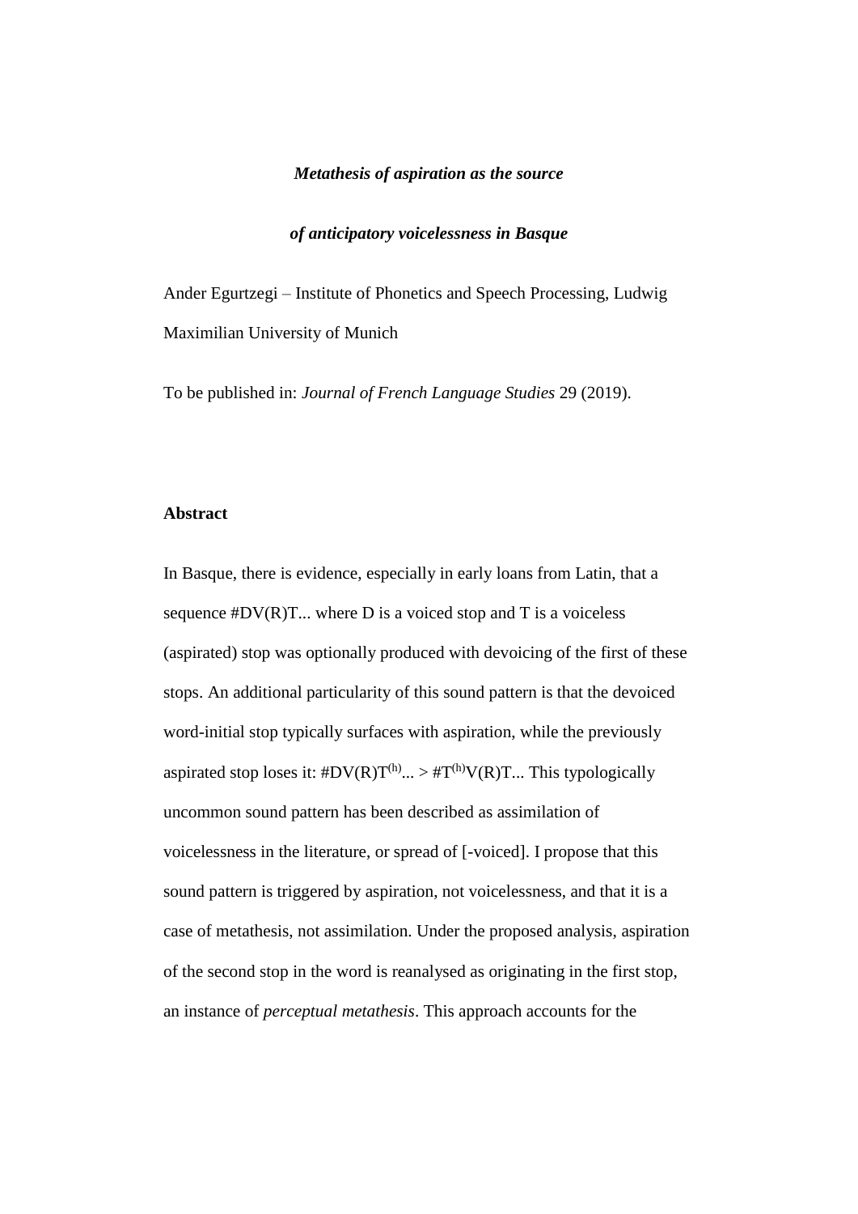***Metathesis of aspiration as the source***

***of anticipatory voicelessness in Basque***

Ander Egurtzegi – Institute of Phonetics and Speech Processing, Ludwig Maximilian University of Munich

To be published in: *Journal of French Language Studies* 29 (2019).

**Abstract**

In Basque, there is evidence, especially in early loans from Latin, that a sequence #DV(R)T... where D is a voiced stop and T is a voiceless (aspirated) stop was optionally produced with devoicing of the first of these stops. An additional particularity of this sound pattern is that the devoiced word-initial stop typically surfaces with aspiration, while the previously aspirated stop loses it: #DV(R)T$^{(h)}$... > #T$^{(h)}$V(R)T... This typologically uncommon sound pattern has been described as assimilation of voicelessness in the literature, or spread of [-voiced]. I propose that this sound pattern is triggered by aspiration, not voicelessness, and that it is a case of metathesis, not assimilation. Under the proposed analysis, aspiration of the second stop in the word is reanalysed as originating in the first stop, an instance of *perceptual metathesis*. This approach accounts for the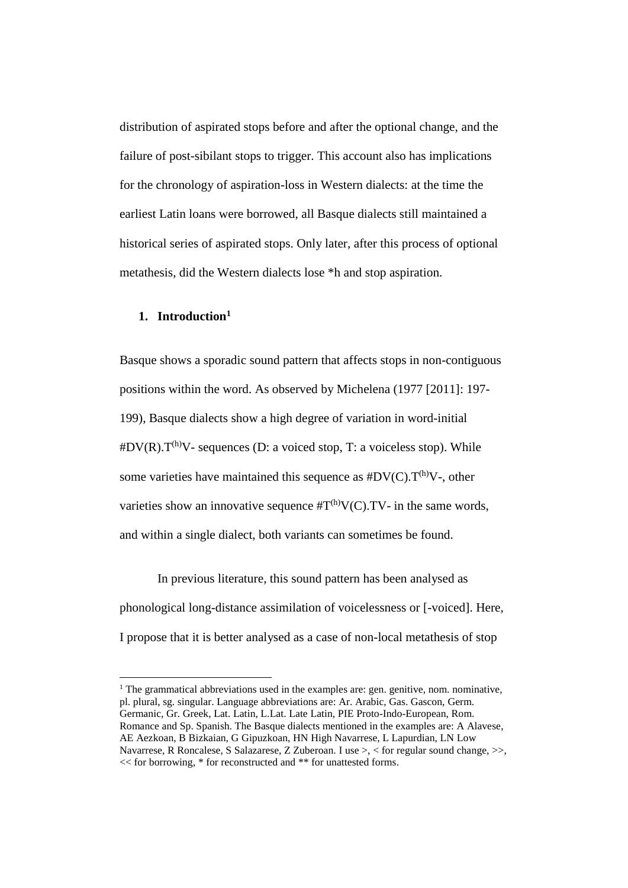distribution of aspirated stops before and after the optional change, and the failure of post-sibilant stops to trigger. This account also has implications for the chronology of aspiration-loss in Western dialects: at the time the earliest Latin loans were borrowed, all Basque dialects still maintained a historical series of aspirated stops. Only later, after this process of optional metathesis, did the Western dialects lose *h and stop aspiration.

## 1. Introduction[1]

Basque shows a sporadic sound pattern that affects stops in non-contiguous positions within the word. As observed by Michelena (1977 [2011]: 197-199), Basque dialects show a high degree of variation in word-initial #DV(R).T$^{(h)}$V- sequences (D: a voiced stop, T: a voiceless stop). While some varieties have maintained this sequence as #DV(C).T$^{(h)}$V-, other varieties show an innovative sequence #T$^{(h)}$V(C).TV- in the same words, and within a single dialect, both variants can sometimes be found.

In previous literature, this sound pattern has been analysed as phonological long-distance assimilation of voicelessness or [-voiced]. Here, I propose that it is better analysed as a case of non-local metathesis of stop

[1] The grammatical abbreviations used in the examples are: gen. genitive, nom. nominative, pl. plural, sg. singular. Language abbreviations are: Ar. Arabic, Gas. Gascon, Germ. Germanic, Gr. Greek, Lat. Latin, L.Lat. Late Latin, PIE Proto-Indo-European, Rom. Romance and Sp. Spanish. The Basque dialects mentioned in the examples are: A Alavese, AE Aezkoan, B Bizkaian, G Gipuzkoan, HN High Navarrese, L Lapurdian, LN Low Navarrese, R Roncalese, S Salazarese, Z Zuberoan. I use >, < for regular sound change, >>, << for borrowing, * for reconstructed and ** for unattested forms.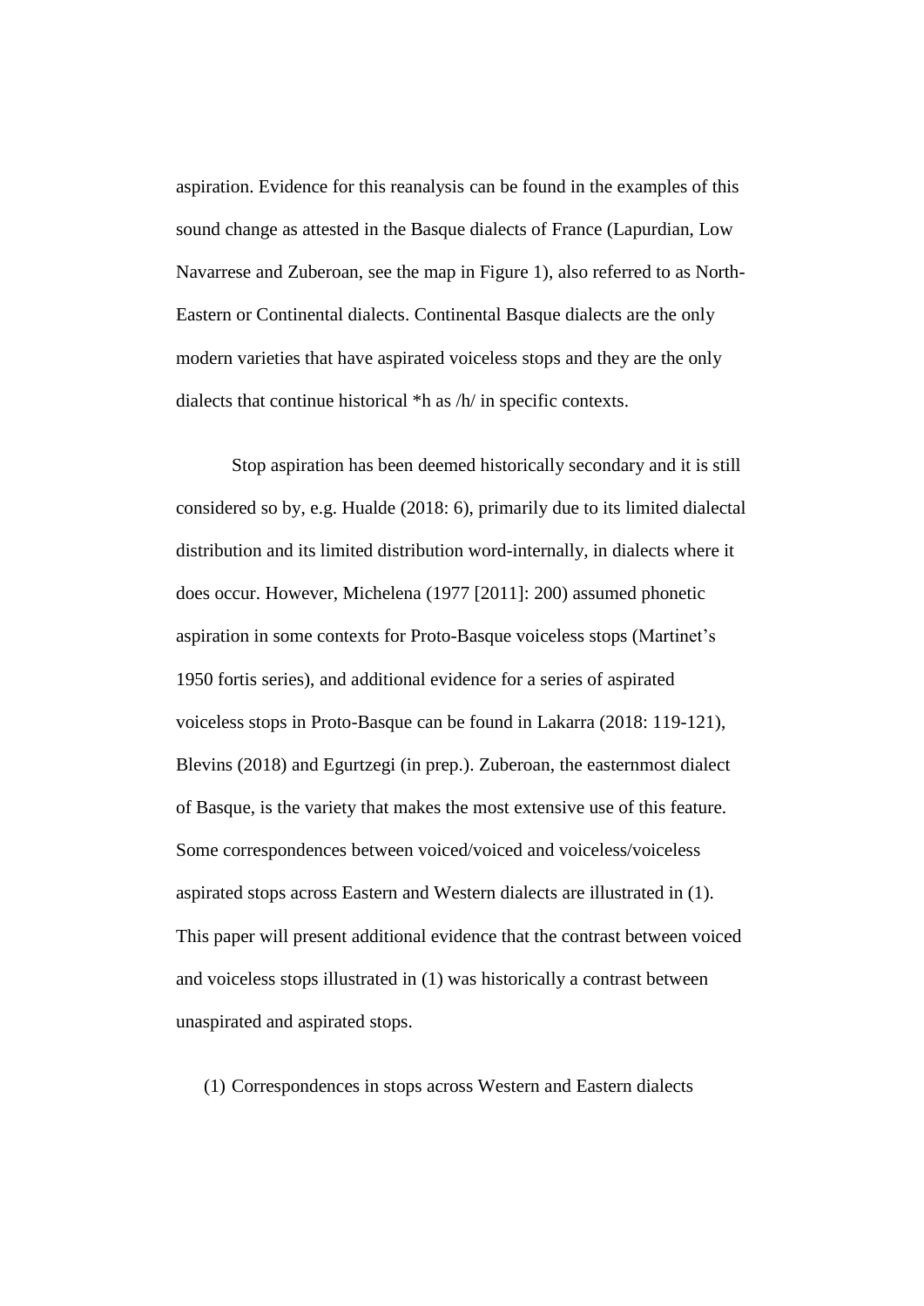aspiration. Evidence for this reanalysis can be found in the examples of this sound change as attested in the Basque dialects of France (Lapurdian, Low Navarrese and Zuberoan, see the map in Figure 1), also referred to as North-Eastern or Continental dialects. Continental Basque dialects are the only modern varieties that have aspirated voiceless stops and they are the only dialects that continue historical *h as /h/ in specific contexts.

Stop aspiration has been deemed historically secondary and it is still considered so by, e.g. Hualde (2018: 6), primarily due to its limited dialectal distribution and its limited distribution word-internally, in dialects where it does occur. However, Michelena (1977 [2011]: 200) assumed phonetic aspiration in some contexts for Proto-Basque voiceless stops (Martinet's 1950 fortis series), and additional evidence for a series of aspirated voiceless stops in Proto-Basque can be found in Lakarra (2018: 119-121), Blevins (2018) and Egurtzegi (in prep.). Zuberoan, the easternmost dialect of Basque, is the variety that makes the most extensive use of this feature. Some correspondences between voiced/voiced and voiceless/voiceless aspirated stops across Eastern and Western dialects are illustrated in (1). This paper will present additional evidence that the contrast between voiced and voiceless stops illustrated in (1) was historically a contrast between unaspirated and aspirated stops.

(1) Correspondences in stops across Western and Eastern dialects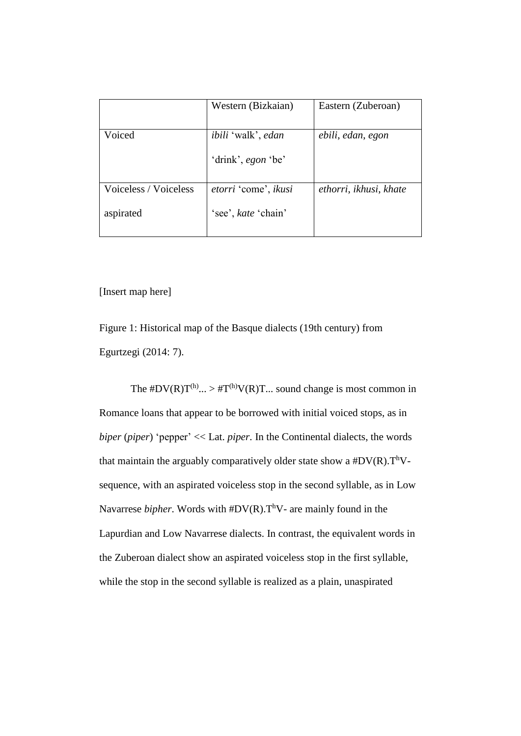| | Western (Bizkaian) | Eastern (Zuberoan) |
|---|---|---|
| Voiced | *ibili* 'walk', *edan* 'drink', *egon* 'be' | *ebili*, *edan*, *egon* |
| Voiceless / Voiceless aspirated | *etorri* 'come', *ikusi* 'see', *kate* 'chain' | *ethorri*, *ikhusi*, *khate* |

[Insert map here]

Figure 1: Historical map of the Basque dialects (19th century) from Egurtzegi (2014: 7).

The #DV(R)T$^{(h)}$... > #T$^{(h)}$V(R)T... sound change is most common in Romance loans that appear to be borrowed with initial voiced stops, as in *biper* (*piper*) 'pepper' << Lat. *piper*. In the Continental dialects, the words that maintain the arguably comparatively older state show a #DV(R).T$^{h}$V- sequence, with an aspirated voiceless stop in the second syllable, as in Low Navarrese *bipher*. Words with #DV(R).T$^{h}$V- are mainly found in the Lapurdian and Low Navarrese dialects. In contrast, the equivalent words in the Zuberoan dialect show an aspirated voiceless stop in the first syllable, while the stop in the second syllable is realized as a plain, unaspirated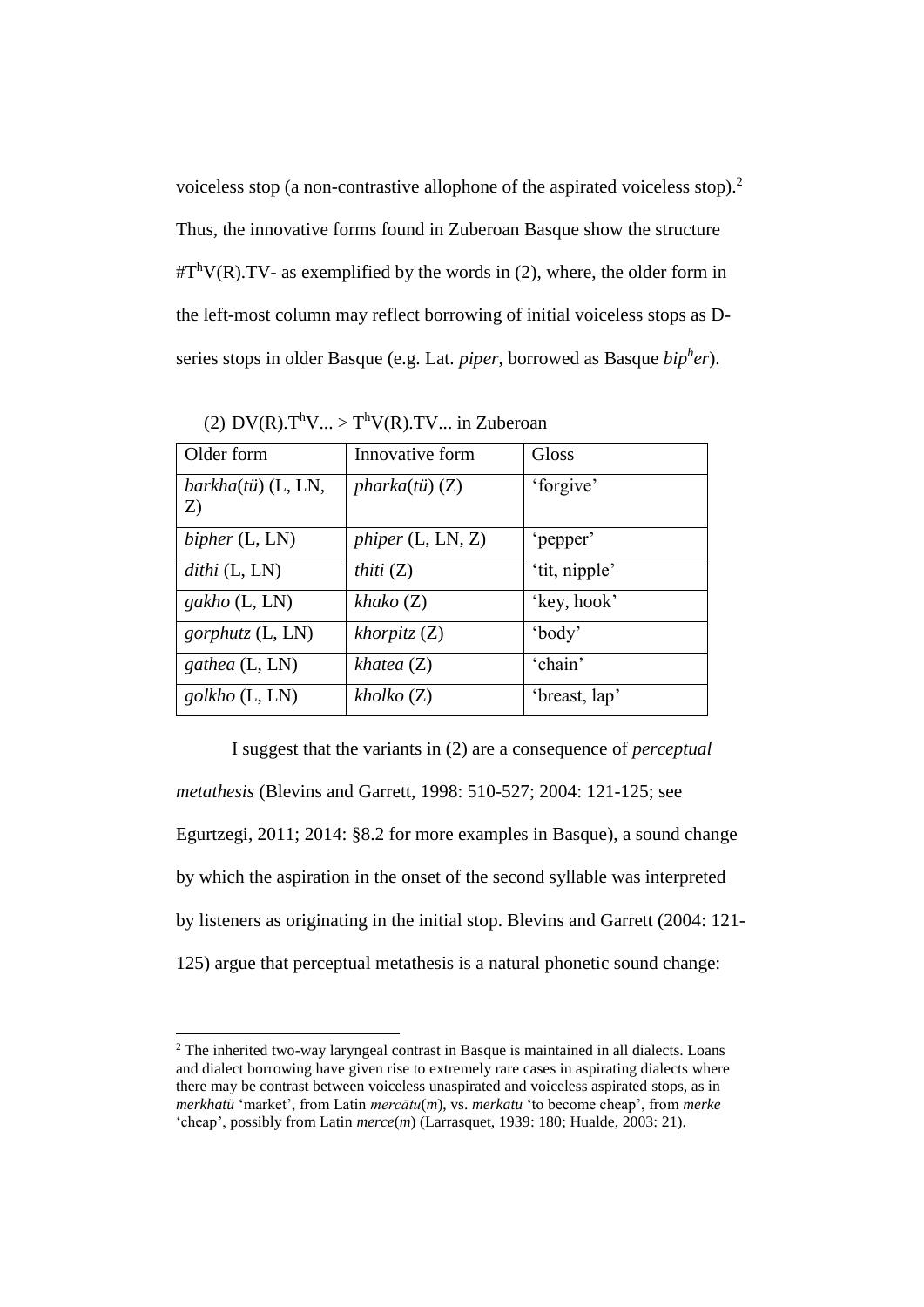voiceless stop (a non-contrastive allophone of the aspirated voiceless stop).[2] Thus, the innovative forms found in Zuberoan Basque show the structure #$T^hV(R)$.TV- as exemplified by the words in (2), where, the older form in the left-most column may reflect borrowing of initial voiceless stops as D-series stops in older Basque (e.g. Lat. *piper*, borrowed as Basque *bip$^h$er*).

(2) DV(R).$T^hV$... > $T^hV(R)$.TV... in Zuberoan

| Older form | Innovative form | Gloss |
| --- | --- | --- |
| *barkha*(*tü*) (L, LN, Z) | *pharka*(*tü*) (Z) | 'forgive' |
| *bipher* (L, LN) | *phiper* (L, LN, Z) | 'pepper' |
| *dithi* (L, LN) | *thiti* (Z) | 'tit, nipple' |
| *gakho* (L, LN) | *khako* (Z) | 'key, hook' |
| *gorphutz* (L, LN) | *khorpitz* (Z) | 'body' |
| *gathea* (L, LN) | *khatea* (Z) | 'chain' |
| *golkho* (L, LN) | *kholko* (Z) | 'breast, lap' |

I suggest that the variants in (2) are a consequence of *perceptual metathesis* (Blevins and Garrett, 1998: 510-527; 2004: 121-125; see Egurtzegi, 2011; 2014: §8.2 for more examples in Basque), a sound change by which the aspiration in the onset of the second syllable was interpreted by listeners as originating in the initial stop. Blevins and Garrett (2004: 121-125) argue that perceptual metathesis is a natural phonetic sound change:

[2] The inherited two-way laryngeal contrast in Basque is maintained in all dialects. Loans and dialect borrowing have given rise to extremely rare cases in aspirating dialects where there may be contrast between voiceless unaspirated and voiceless aspirated stops, as in *merkhatü* 'market', from Latin *mercātu*(*m*), vs. *merkatu* 'to become cheap', from *merke* 'cheap', possibly from Latin *merce*(*m*) (Larrasquet, 1939: 180; Hualde, 2003: 21).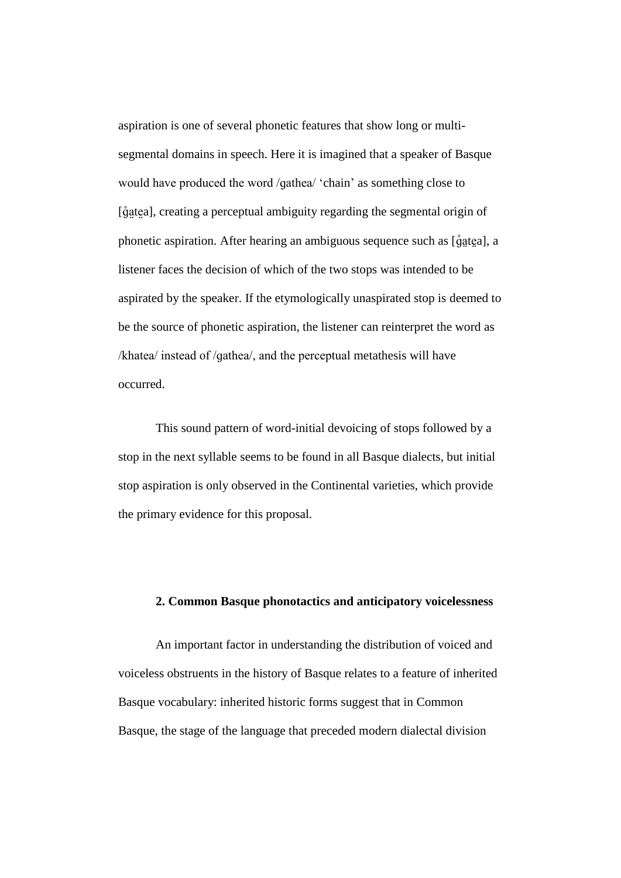aspiration is one of several phonetic features that show long or multi-segmental domains in speech. Here it is imagined that a speaker of Basque would have produced the word /ɡathea/ 'chain' as something close to [ɡ̊a̤te̤a], creating a perceptual ambiguity regarding the segmental origin of phonetic aspiration. After hearing an ambiguous sequence such as [ɡ̊a̤te̤a], a listener faces the decision of which of the two stops was intended to be aspirated by the speaker. If the etymologically unaspirated stop is deemed to be the source of phonetic aspiration, the listener can reinterpret the word as /khatea/ instead of /ɡathea/, and the perceptual metathesis will have occurred.

This sound pattern of word-initial devoicing of stops followed by a stop in the next syllable seems to be found in all Basque dialects, but initial stop aspiration is only observed in the Continental varieties, which provide the primary evidence for this proposal.

## 2. Common Basque phonotactics and anticipatory voicelessness

An important factor in understanding the distribution of voiced and voiceless obstruents in the history of Basque relates to a feature of inherited Basque vocabulary: inherited historic forms suggest that in Common Basque, the stage of the language that preceded modern dialectal division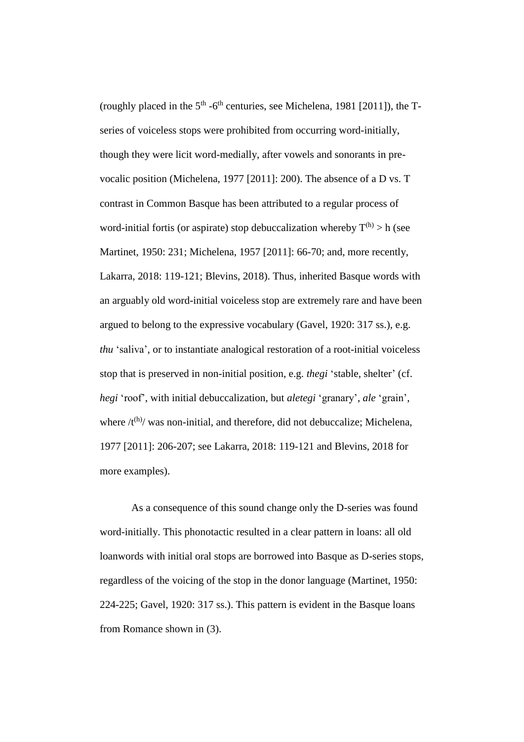(roughly placed in the 5th -6th centuries, see Michelena, 1981 [2011]), the T-series of voiceless stops were prohibited from occurring word-initially, though they were licit word-medially, after vowels and sonorants in pre-vocalic position (Michelena, 1977 [2011]: 200). The absence of a D vs. T contrast in Common Basque has been attributed to a regular process of word-initial fortis (or aspirate) stop debuccalization whereby $T^{(h)}$ > h (see Martinet, 1950: 231; Michelena, 1957 [2011]: 66-70; and, more recently, Lakarra, 2018: 119-121; Blevins, 2018). Thus, inherited Basque words with an arguably old word-initial voiceless stop are extremely rare and have been argued to belong to the expressive vocabulary (Gavel, 1920: 317 ss.), e.g. *thu* 'saliva', or to instantiate analogical restoration of a root-initial voiceless stop that is preserved in non-initial position, e.g. *thegi* 'stable, shelter' (cf. *hegi* 'roof', with initial debuccalization, but *aletegi* 'granary', *ale* 'grain', where /$t^{(h)}$/ was non-initial, and therefore, did not debuccalize; Michelena, 1977 [2011]: 206-207; see Lakarra, 2018: 119-121 and Blevins, 2018 for more examples).

As a consequence of this sound change only the D-series was found word-initially. This phonotactic resulted in a clear pattern in loans: all old loanwords with initial oral stops are borrowed into Basque as D-series stops, regardless of the voicing of the stop in the donor language (Martinet, 1950: 224-225; Gavel, 1920: 317 ss.). This pattern is evident in the Basque loans from Romance shown in (3).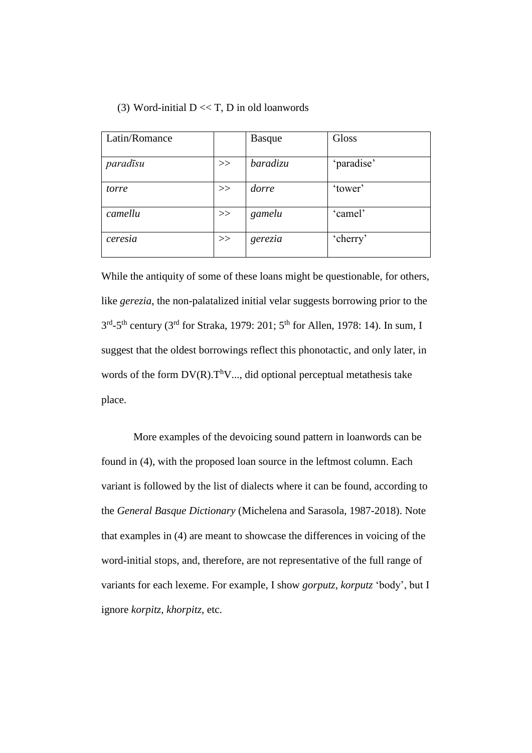(3) Word-initial D << T, D in old loanwords

| Latin/Romance |  | Basque | Gloss |
|---|---|---|---|
| *paradīsu* | >> | *baradizu* | 'paradise' |
| *torre* | >> | *dorre* | 'tower' |
| *camellu* | >> | *gamelu* | 'camel' |
| *ceresia* | >> | *gerezia* | 'cherry' |

While the antiquity of some of these loans might be questionable, for others, like *gerezia*, the non-palatalized initial velar suggests borrowing prior to the 3rd-5th century (3rd for Straka, 1979: 201; 5th for Allen, 1978: 14). In sum, I suggest that the oldest borrowings reflect this phonotactic, and only later, in words of the form DV(R).$T^h$V..., did optional perceptual metathesis take place.

More examples of the devoicing sound pattern in loanwords can be found in (4), with the proposed loan source in the leftmost column. Each variant is followed by the list of dialects where it can be found, according to the *General Basque Dictionary* (Michelena and Sarasola, 1987-2018). Note that examples in (4) are meant to showcase the differences in voicing of the word-initial stops, and, therefore, are not representative of the full range of variants for each lexeme. For example, I show *gorputz*, *korputz* 'body', but I ignore *korpitz*, *khorpitz*, etc.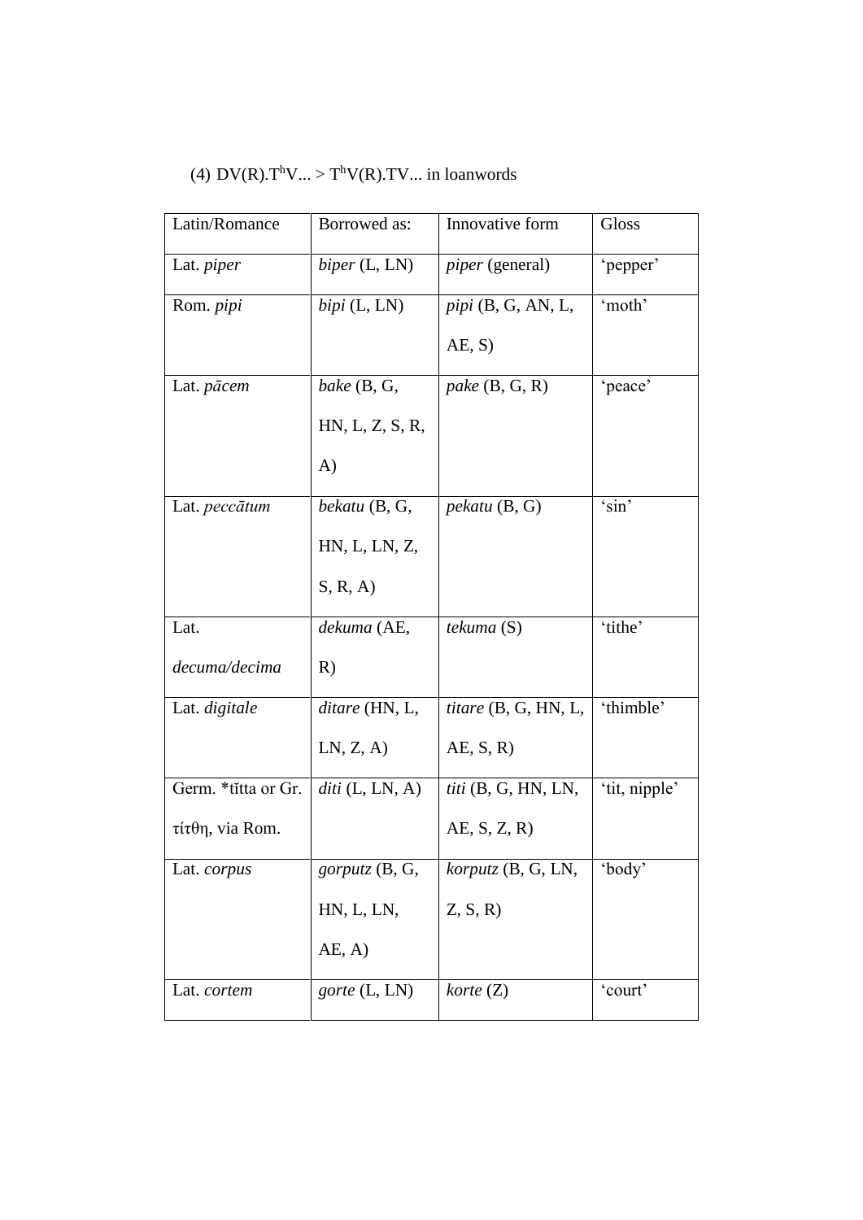(4) DV(R).$T^h$V... > $T^h$V(R).TV... in loanwords

| Latin/Romance | Borrowed as: | Innovative form | Gloss |
|---|---|---|---|
| Lat. *piper* | *biper* (L, LN) | *piper* (general) | ‘pepper’ |
| Rom. *pipi* | *bipi* (L, LN) | *pipi* (B, G, AN, L, AE, S) | ‘moth’ |
| Lat. *pācem* | *bake* (B, G, HN, L, Z, S, R, A) | *pake* (B, G, R) | ‘peace’ |
| Lat. *peccātum* | *bekatu* (B, G, HN, L, LN, Z, S, R, A) | *pekatu* (B, G) | ‘sin’ |
| Lat. *decuma/decima* | *dekuma* (AE, R) | *tekuma* (S) | ‘tithe’ |
| Lat. *digitale* | *ditare* (HN, L, LN, Z, A) | *titare* (B, G, HN, L, AE, S, R) | ‘thimble’ |
| Germ. \*tĭtta or Gr. τίτθη, via Rom. | *diti* (L, LN, A) | *titi* (B, G, HN, LN, AE, S, Z, R) | ‘tit, nipple’ |
| Lat. *corpus* | *gorputz* (B, G, HN, L, LN, AE, A) | *korputz* (B, G, LN, Z, S, R) | ‘body’ |
| Lat. *cortem* | *gorte* (L, LN) | *korte* (Z) | ‘court’ |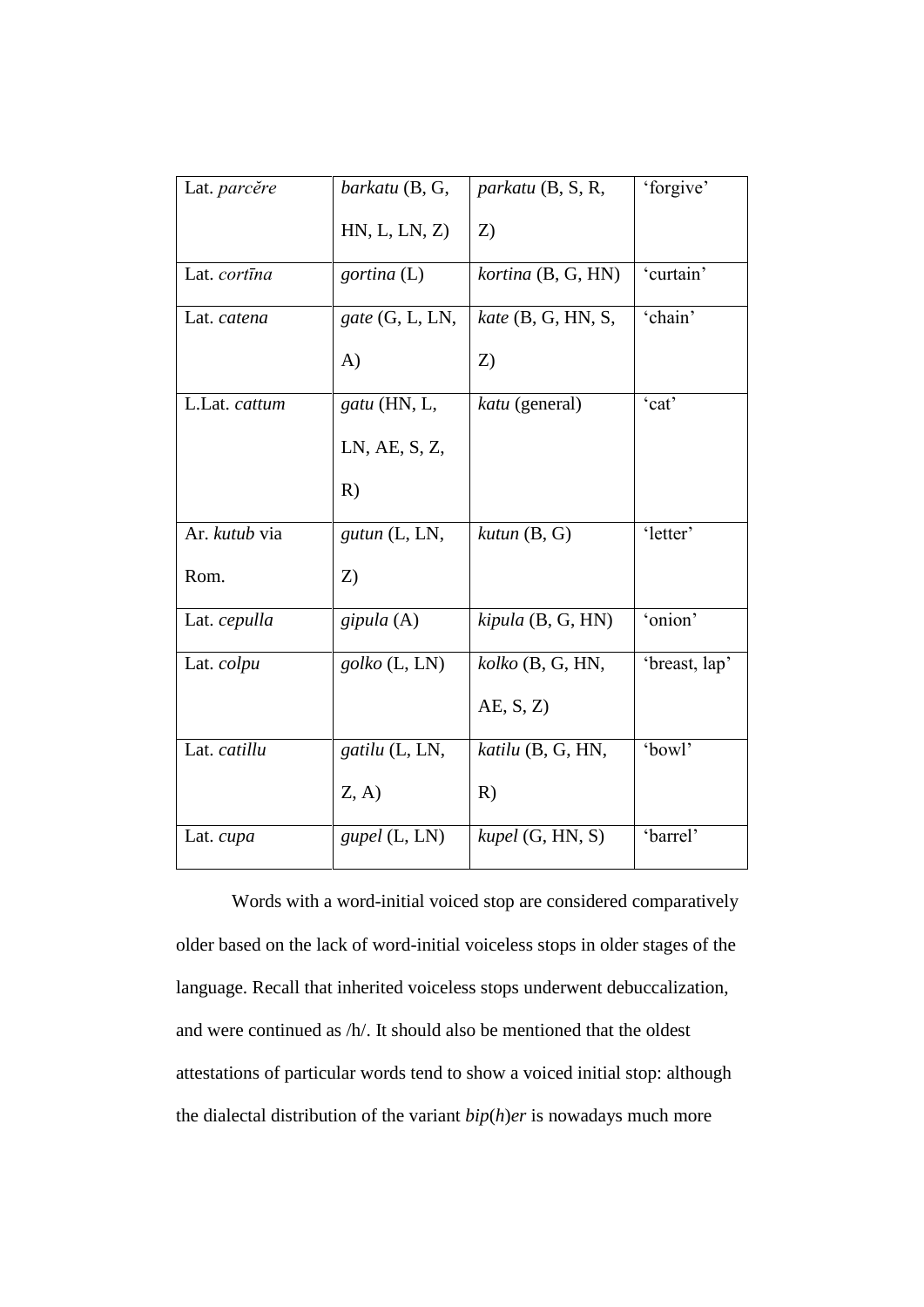| Lat. *parcĕre* | *barkatu* (B, G, HN, L, LN, Z) | *parkatu* (B, S, R, Z) | 'forgive' |
|---|---|---|---|
| Lat. *cortīna* | *gortina* (L) | *kortina* (B, G, HN) | 'curtain' |
| Lat. *catena* | *gate* (G, L, LN, A) | *kate* (B, G, HN, S, Z) | 'chain' |
| L.Lat. *cattum* | *gatu* (HN, L, LN, AE, S, Z, R) | *katu* (general) | 'cat' |
| Ar. *kutub* via Rom. | *gutun* (L, LN, Z) | *kutun* (B, G) | 'letter' |
| Lat. *cepulla* | *gipula* (A) | *kipula* (B, G, HN) | 'onion' |
| Lat. *colpu* | *golko* (L, LN) | *kolko* (B, G, HN, AE, S, Z) | 'breast, lap' |
| Lat. *catillu* | *gatilu* (L, LN, Z, A) | *katilu* (B, G, HN, R) | 'bowl' |
| Lat. *cupa* | *gupel* (L, LN) | *kupel* (G, HN, S) | 'barrel' |

Words with a word-initial voiced stop are considered comparatively older based on the lack of word-initial voiceless stops in older stages of the language. Recall that inherited voiceless stops underwent debuccalization, and were continued as /h/. It should also be mentioned that the oldest attestations of particular words tend to show a voiced initial stop: although the dialectal distribution of the variant *bip*(*h*)*er* is nowadays much more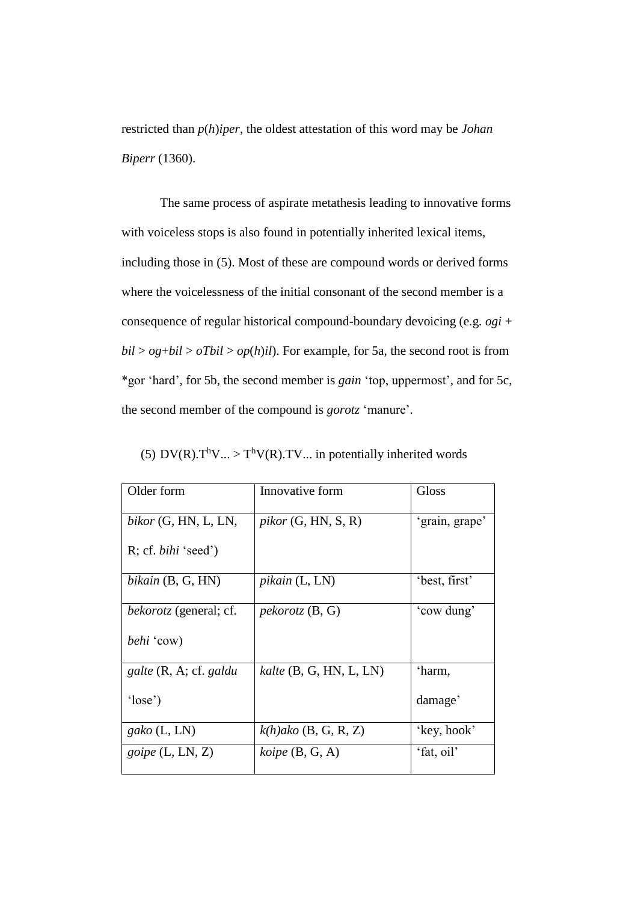restricted than *p*(*h*)*iper*, the oldest attestation of this word may be *Johan Biperr* (1360).

The same process of aspirate metathesis leading to innovative forms with voiceless stops is also found in potentially inherited lexical items, including those in (5). Most of these are compound words or derived forms where the voicelessness of the initial consonant of the second member is a consequence of regular historical compound-boundary devoicing (e.g. *ogi* + *bil* > *og*+*bil* > *oTbil* > *op*(*h*)*il*). For example, for 5a, the second root is from *gor 'hard', for 5b, the second member is *gain* 'top, uppermost', and for 5c, the second member of the compound is *gorotz* 'manure'.

(5) DV(R).$T^hV$... > $T^hV$(R).TV... in potentially inherited words

| Older form | Innovative form | Gloss |
|---|---|---|
| *bikor* (G, HN, L, LN, R; cf. *bihi* 'seed') | *pikor* (G, HN, S, R) | 'grain, grape' |
| *bikain* (B, G, HN) | *pikain* (L, LN) | 'best, first' |
| *bekorotz* (general; cf. *behi* 'cow) | *pekorotz* (B, G) | 'cow dung' |
| *galte* (R, A; cf. *galdu* 'lose') | *kalte* (B, G, HN, L, LN) | 'harm, damage' |
| *gako* (L, LN) | *k(h)ako* (B, G, R, Z) | 'key, hook' |
| *goipe* (L, LN, Z) | *koipe* (B, G, A) | 'fat, oil' |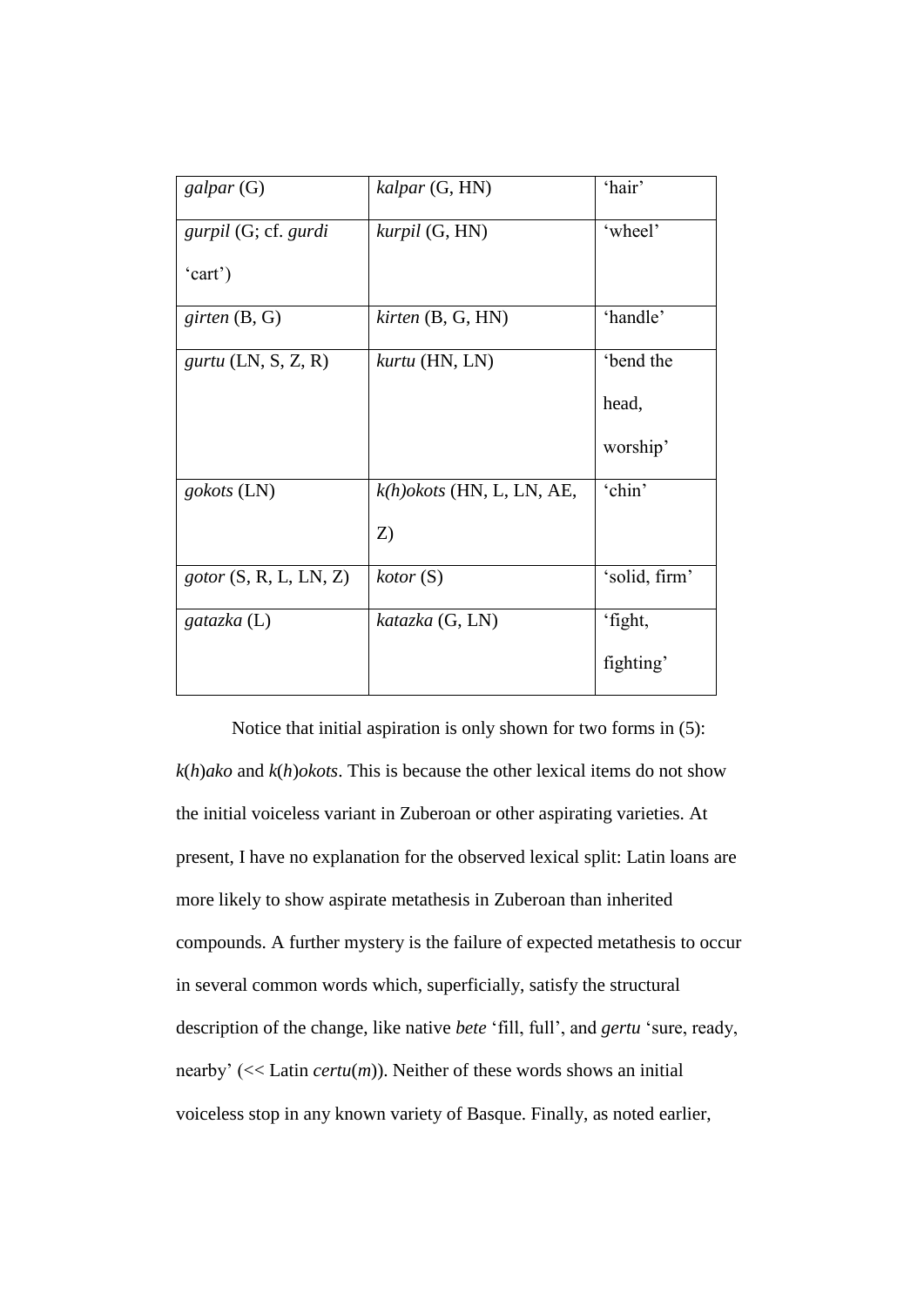| *galpar* (G) | *kalpar* (G, HN) | 'hair' |
|---|---|---|
| *gurpil* (G; cf. *gurdi* 'cart') | *kurpil* (G, HN) | 'wheel' |
| *girten* (B, G) | *kirten* (B, G, HN) | 'handle' |
| *gurtu* (LN, S, Z, R) | *kurtu* (HN, LN) | 'bend the head, worship' |
| *gokots* (LN) | *k(h)okots* (HN, L, LN, AE, Z) | 'chin' |
| *gotor* (S, R, L, LN, Z) | *kotor* (S) | 'solid, firm' |
| *gatazka* (L) | *katazka* (G, LN) | 'fight, fighting' |

Notice that initial aspiration is only shown for two forms in (5): *k*(*h*)*ako* and *k*(*h*)*okots*. This is because the other lexical items do not show the initial voiceless variant in Zuberoan or other aspirating varieties. At present, I have no explanation for the observed lexical split: Latin loans are more likely to show aspirate metathesis in Zuberoan than inherited compounds. A further mystery is the failure of expected metathesis to occur in several common words which, superficially, satisfy the structural description of the change, like native *bete* 'fill, full', and *gertu* 'sure, ready, nearby' (<< Latin *certu*(*m*)). Neither of these words shows an initial voiceless stop in any known variety of Basque. Finally, as noted earlier,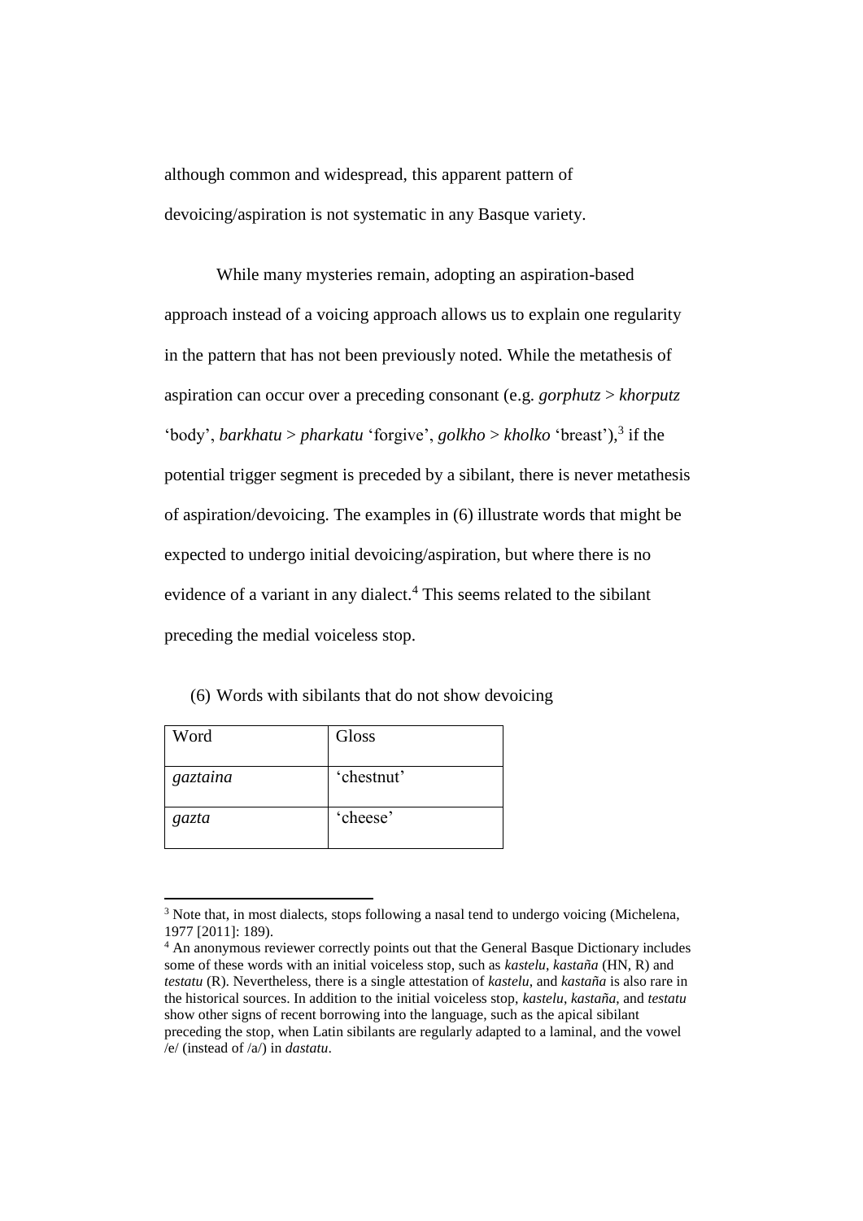although common and widespread, this apparent pattern of devoicing/aspiration is not systematic in any Basque variety.

While many mysteries remain, adopting an aspiration-based approach instead of a voicing approach allows us to explain one regularity in the pattern that has not been previously noted. While the metathesis of aspiration can occur over a preceding consonant (e.g. *gorphutz* > *khorputz* 'body', *barkhatu* > *pharkatu* 'forgive', *golkho* > *kholko* 'breast'),[3] if the potential trigger segment is preceded by a sibilant, there is never metathesis of aspiration/devoicing. The examples in (6) illustrate words that might be expected to undergo initial devoicing/aspiration, but where there is no evidence of a variant in any dialect.[4] This seems related to the sibilant preceding the medial voiceless stop.

(6) Words with sibilants that do not show devoicing

| Word | Gloss |
|---|---|
| *gaztaina* | 'chestnut' |
| *gazta* | 'cheese' |

[3] Note that, in most dialects, stops following a nasal tend to undergo voicing (Michelena, 1977 [2011]: 189).

[4] An anonymous reviewer correctly points out that the General Basque Dictionary includes some of these words with an initial voiceless stop, such as *kastelu*, *kastaña* (HN, R) and *testatu* (R). Nevertheless, there is a single attestation of *kastelu*, and *kastaña* is also rare in the historical sources. In addition to the initial voiceless stop, *kastelu*, *kastaña*, and *testatu* show other signs of recent borrowing into the language, such as the apical sibilant preceding the stop, when Latin sibilants are regularly adapted to a laminal, and the vowel /e/ (instead of /a/) in *dastatu*.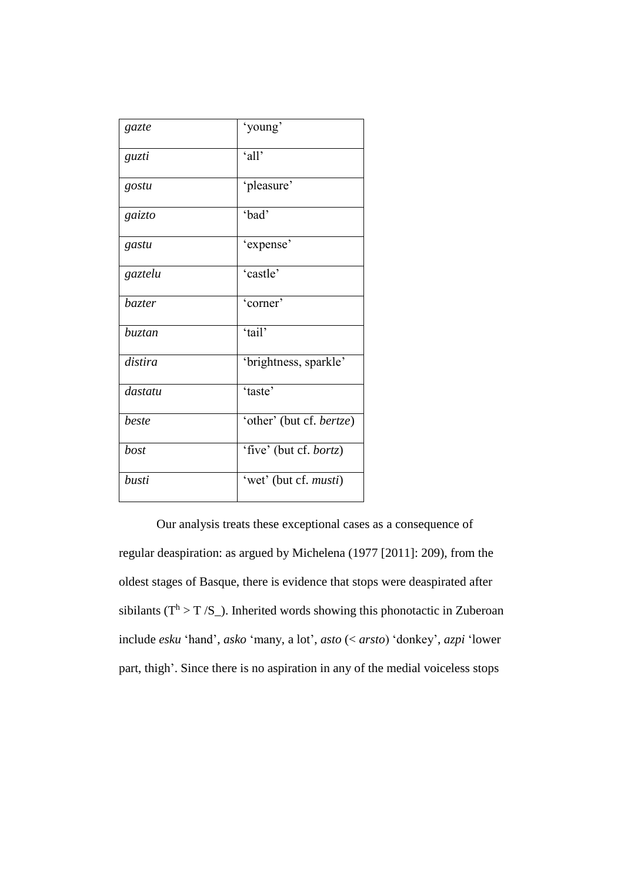| | |
|---|---|
| *gazte* | 'young' |
| *guzti* | 'all' |
| *gostu* | 'pleasure' |
| *gaizto* | 'bad' |
| *gastu* | 'expense' |
| *gaztelu* | 'castle' |
| *bazter* | 'corner' |
| *buztan* | 'tail' |
| *distira* | 'brightness, sparkle' |
| *dastatu* | 'taste' |
| *beste* | 'other' (but cf. *bertze*) |
| *bost* | 'five' (but cf. *bortz*) |
| *busti* | 'wet' (but cf. *musti*) |

Our analysis treats these exceptional cases as a consequence of regular deaspiration: as argued by Michelena (1977 [2011]: 209), from the oldest stages of Basque, there is evidence that stops were deaspirated after sibilants ($T^h > T$ /S_). Inherited words showing this phonotactic in Zuberoan include *esku* 'hand', *asko* 'many, a lot', *asto* (< *arsto*) 'donkey', *azpi* 'lower part, thigh'. Since there is no aspiration in any of the medial voiceless stops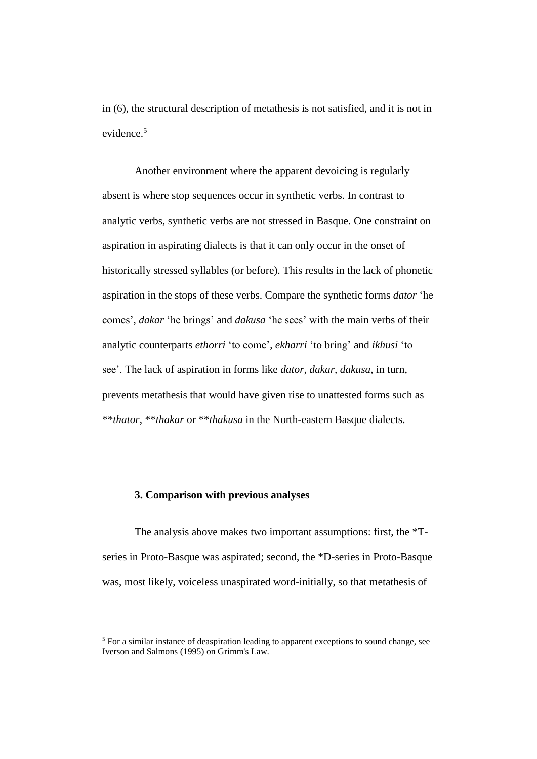in (6), the structural description of metathesis is not satisfied, and it is not in evidence.[5]

Another environment where the apparent devoicing is regularly absent is where stop sequences occur in synthetic verbs. In contrast to analytic verbs, synthetic verbs are not stressed in Basque. One constraint on aspiration in aspirating dialects is that it can only occur in the onset of historically stressed syllables (or before). This results in the lack of phonetic aspiration in the stops of these verbs. Compare the synthetic forms *dator* 'he comes', *dakar* 'he brings' and *dakusa* 'he sees' with the main verbs of their analytic counterparts *ethorri* 'to come', *ekharri* 'to bring' and *ikhusi* 'to see'. The lack of aspiration in forms like *dator, dakar, dakusa*, in turn, prevents metathesis that would have given rise to unattested forms such as ***thator*, ***thakar* or ***thakusa* in the North-eastern Basque dialects.

### 3. Comparison with previous analyses

The analysis above makes two important assumptions: first, the *T-series in Proto-Basque was aspirated; second, the *D-series in Proto-Basque was, most likely, voiceless unaspirated word-initially, so that metathesis of

[5] For a similar instance of deaspiration leading to apparent exceptions to sound change, see Iverson and Salmons (1995) on Grimm's Law.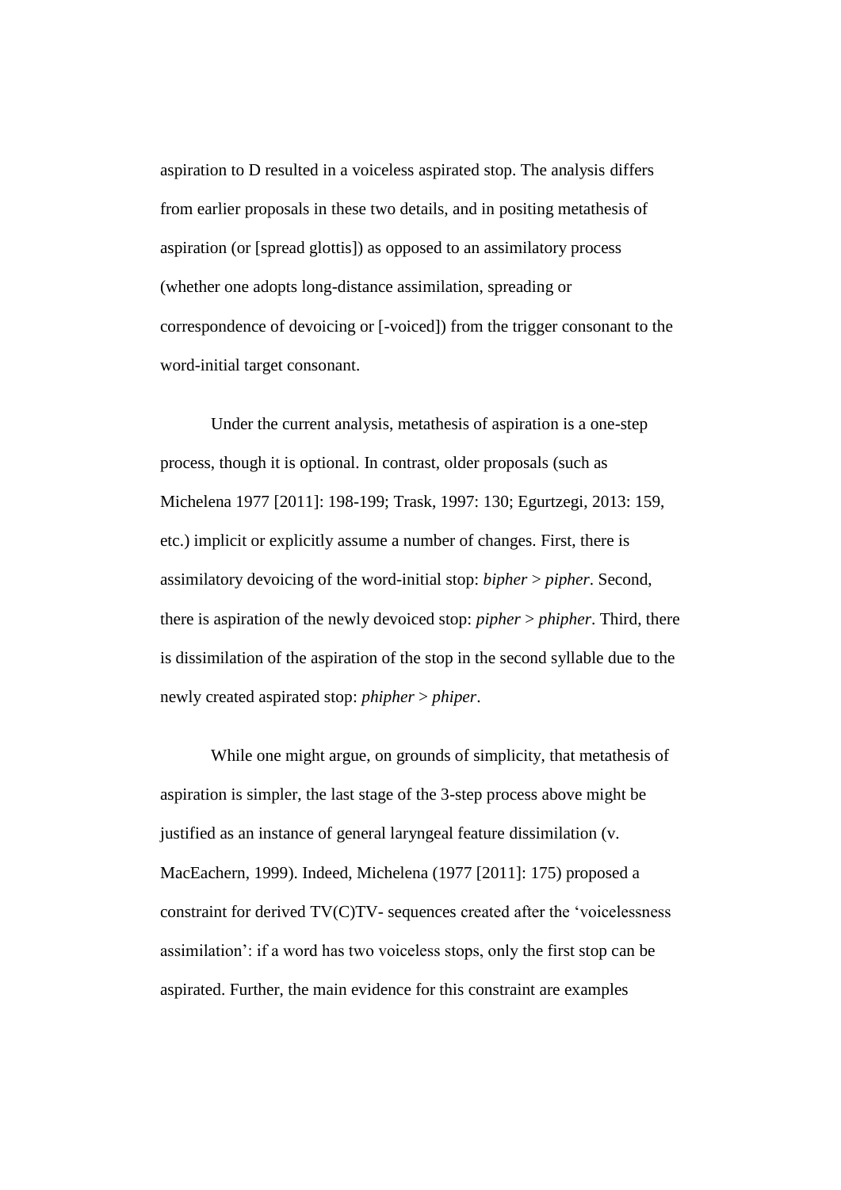aspiration to D resulted in a voiceless aspirated stop. The analysis differs from earlier proposals in these two details, and in positing metathesis of aspiration (or [spread glottis]) as opposed to an assimilatory process (whether one adopts long-distance assimilation, spreading or correspondence of devoicing or [-voiced]) from the trigger consonant to the word-initial target consonant.

Under the current analysis, metathesis of aspiration is a one-step process, though it is optional. In contrast, older proposals (such as Michelena 1977 [2011]: 198-199; Trask, 1997: 130; Egurtzegi, 2013: 159, etc.) implicit or explicitly assume a number of changes. First, there is assimilatory devoicing of the word-initial stop: *bipher* > *pipher*. Second, there is aspiration of the newly devoiced stop: *pipher* > *phipher*. Third, there is dissimilation of the aspiration of the stop in the second syllable due to the newly created aspirated stop: *phipher* > *phiper*.

While one might argue, on grounds of simplicity, that metathesis of aspiration is simpler, the last stage of the 3-step process above might be justified as an instance of general laryngeal feature dissimilation (v. MacEachern, 1999). Indeed, Michelena (1977 [2011]: 175) proposed a constraint for derived TV(C)TV- sequences created after the 'voicelessness assimilation': if a word has two voiceless stops, only the first stop can be aspirated. Further, the main evidence for this constraint are examples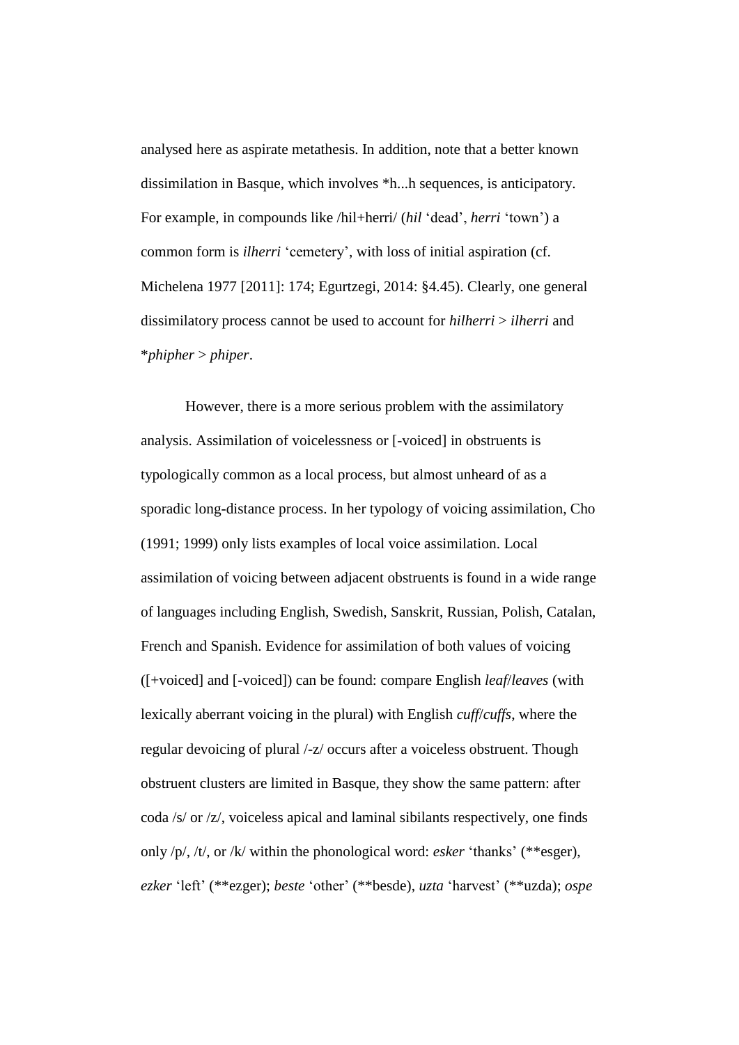analysed here as aspirate metathesis. In addition, note that a better known dissimilation in Basque, which involves *h...h sequences, is anticipatory. For example, in compounds like /hil+herri/ (*hil* 'dead', *herri* 'town') a common form is *ilherri* 'cemetery', with loss of initial aspiration (cf. Michelena 1977 [2011]: 174; Egurtzegi, 2014: §4.45). Clearly, one general dissimilatory process cannot be used to account for *hilherri* > *ilherri* and *\*phipher* > *phiper*.

However, there is a more serious problem with the assimilatory analysis. Assimilation of voicelessness or [-voiced] in obstruents is typologically common as a local process, but almost unheard of as a sporadic long-distance process. In her typology of voicing assimilation, Cho (1991; 1999) only lists examples of local voice assimilation. Local assimilation of voicing between adjacent obstruents is found in a wide range of languages including English, Swedish, Sanskrit, Russian, Polish, Catalan, French and Spanish. Evidence for assimilation of both values of voicing ([+voiced] and [-voiced]) can be found: compare English *leaf*/*leaves* (with lexically aberrant voicing in the plural) with English *cuff*/*cuffs*, where the regular devoicing of plural /-z/ occurs after a voiceless obstruent. Though obstruent clusters are limited in Basque, they show the same pattern: after coda /s/ or /z/, voiceless apical and laminal sibilants respectively, one finds only /p/, /t/, or /k/ within the phonological word: *esker* 'thanks' (**esger), *ezker* 'left' (**ezger); *beste* 'other' (**besde), *uzta* 'harvest' (**uzda); *ospe*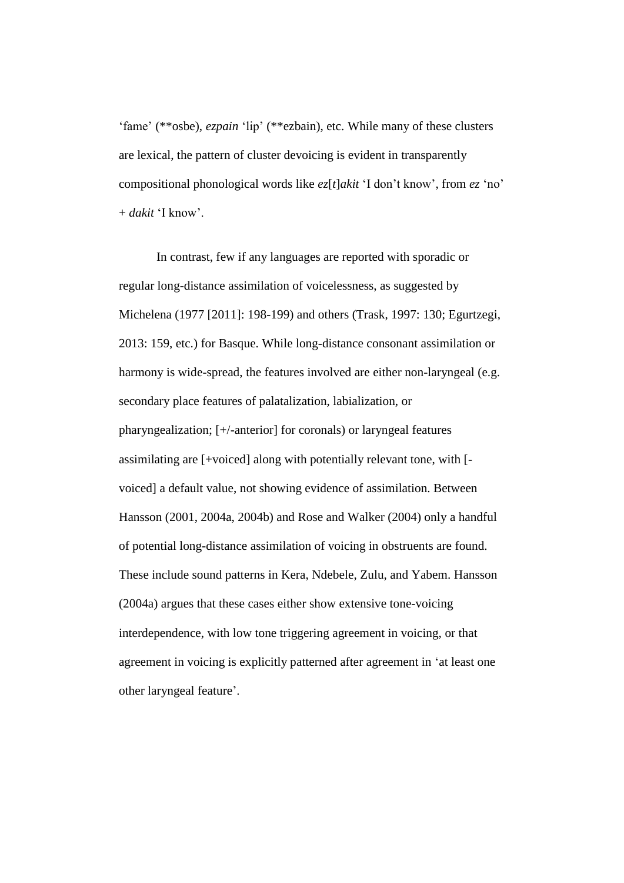'fame' (**osbe), *ezpain* 'lip' (**ezbain), etc. While many of these clusters are lexical, the pattern of cluster devoicing is evident in transparently compositional phonological words like *ez*[*t*]*akit* 'I don't know', from *ez* 'no' + *dakit* 'I know'.

In contrast, few if any languages are reported with sporadic or regular long-distance assimilation of voicelessness, as suggested by Michelena (1977 [2011]: 198-199) and others (Trask, 1997: 130; Egurtzegi, 2013: 159, etc.) for Basque. While long-distance consonant assimilation or harmony is wide-spread, the features involved are either non-laryngeal (e.g. secondary place features of palatalization, labialization, or pharyngealization; [+/-anterior] for coronals) or laryngeal features assimilating are [+voiced] along with potentially relevant tone, with [-voiced] a default value, not showing evidence of assimilation. Between Hansson (2001, 2004a, 2004b) and Rose and Walker (2004) only a handful of potential long-distance assimilation of voicing in obstruents are found. These include sound patterns in Kera, Ndebele, Zulu, and Yabem. Hansson (2004a) argues that these cases either show extensive tone-voicing interdependence, with low tone triggering agreement in voicing, or that agreement in voicing is explicitly patterned after agreement in 'at least one other laryngeal feature'.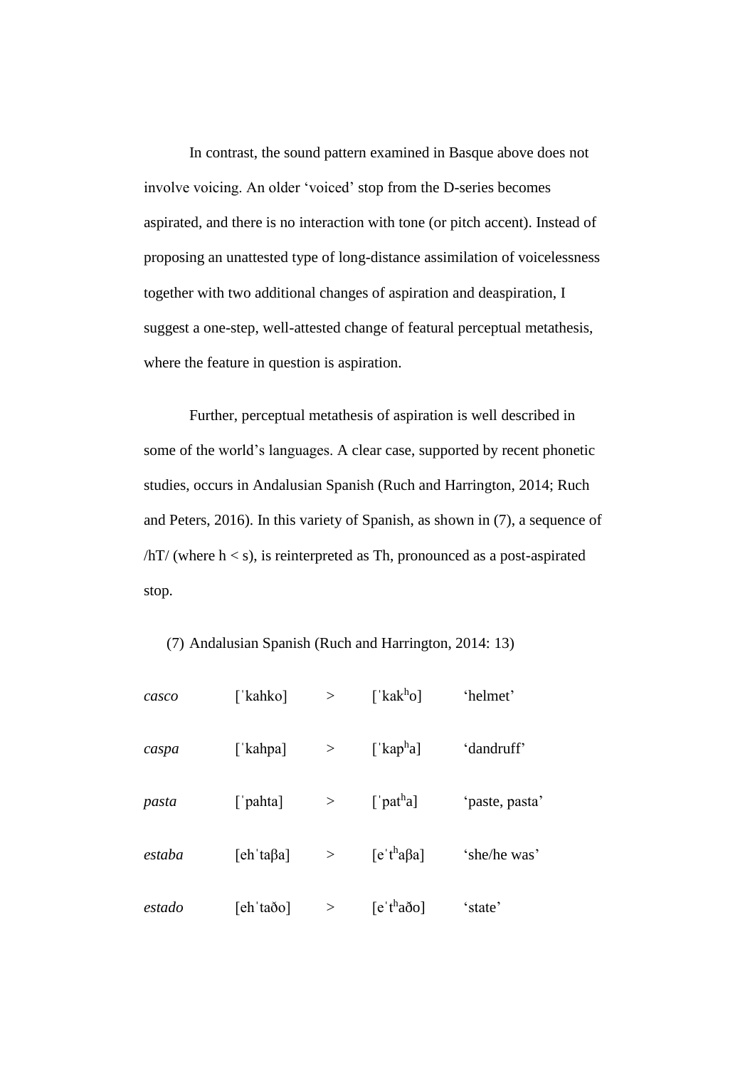In contrast, the sound pattern examined in Basque above does not involve voicing. An older 'voiced' stop from the D-series becomes aspirated, and there is no interaction with tone (or pitch accent). Instead of proposing an unattested type of long-distance assimilation of voicelessness together with two additional changes of aspiration and deaspiration, I suggest a one-step, well-attested change of featural perceptual metathesis, where the feature in question is aspiration.

Further, perceptual metathesis of aspiration is well described in some of the world's languages. A clear case, supported by recent phonetic studies, occurs in Andalusian Spanish (Ruch and Harrington, 2014; Ruch and Peters, 2016). In this variety of Spanish, as shown in (7), a sequence of /hT/ (where h < s), is reinterpreted as Th, pronounced as a post-aspirated stop.

(7) Andalusian Spanish (Ruch and Harrington, 2014: 13)

| | | | | |
|---|---|---|---|---|
| *casco* | [ˈkahko] | > | [ˈkakʰo] | 'helmet' |
| *caspa* | [ˈkahpa] | > | [ˈkapʰa] | 'dandruff' |
| *pasta* | [ˈpahta] | > | [ˈpatʰa] | 'paste, pasta' |
| *estaba* | [ehˈtaβa] | > | [eˈtʰaβa] | 'she/he was' |
| *estado* | [ehˈtaðo] | > | [eˈtʰaðo] | 'state' |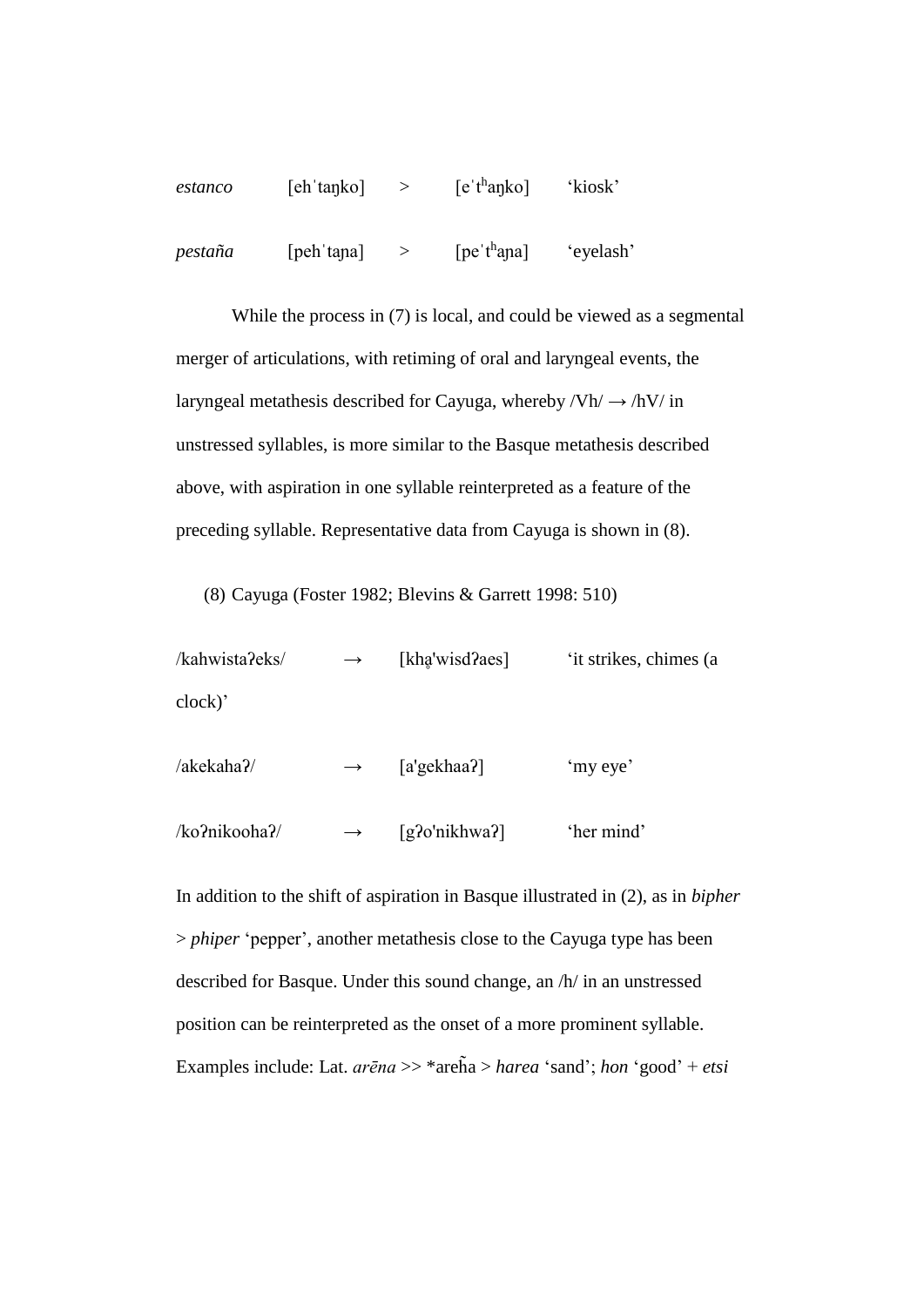*estanco* [ehˈtaŋko] > [eˈtʰaŋko] ‘kiosk’

*pestaña* [pehˈtaɲa] > [peˈtʰaɲa] ‘eyelash’

While the process in (7) is local, and could be viewed as a segmental merger of articulations, with retiming of oral and laryngeal events, the laryngeal metathesis described for Cayuga, whereby /Vh/ → /hV/ in unstressed syllables, is more similar to the Basque metathesis described above, with aspiration in one syllable reinterpreted as a feature of the preceding syllable. Representative data from Cayuga is shown in (8).

(8) Cayuga (Foster 1982; Blevins & Garrett 1998: 510)

/kahwistaʔeks/ → [khḁ'wisdʔaes] ‘it strikes, chimes (a clock)’

/akekahaʔ/ → [a'gekhaaʔ] ‘my eye’

/koʔnikoohaʔ/ → [gʔo'nikhwaʔ] ‘her mind’

In addition to the shift of aspiration in Basque illustrated in (2), as in *bipher* > *phiper* ‘pepper’, another metathesis close to the Cayuga type has been described for Basque. Under this sound change, an /h/ in an unstressed position can be reinterpreted as the onset of a more prominent syllable. Examples include: Lat. *arēna* >> *areh̃a > *harea* ‘sand’; *hon* ‘good’ + *etsi*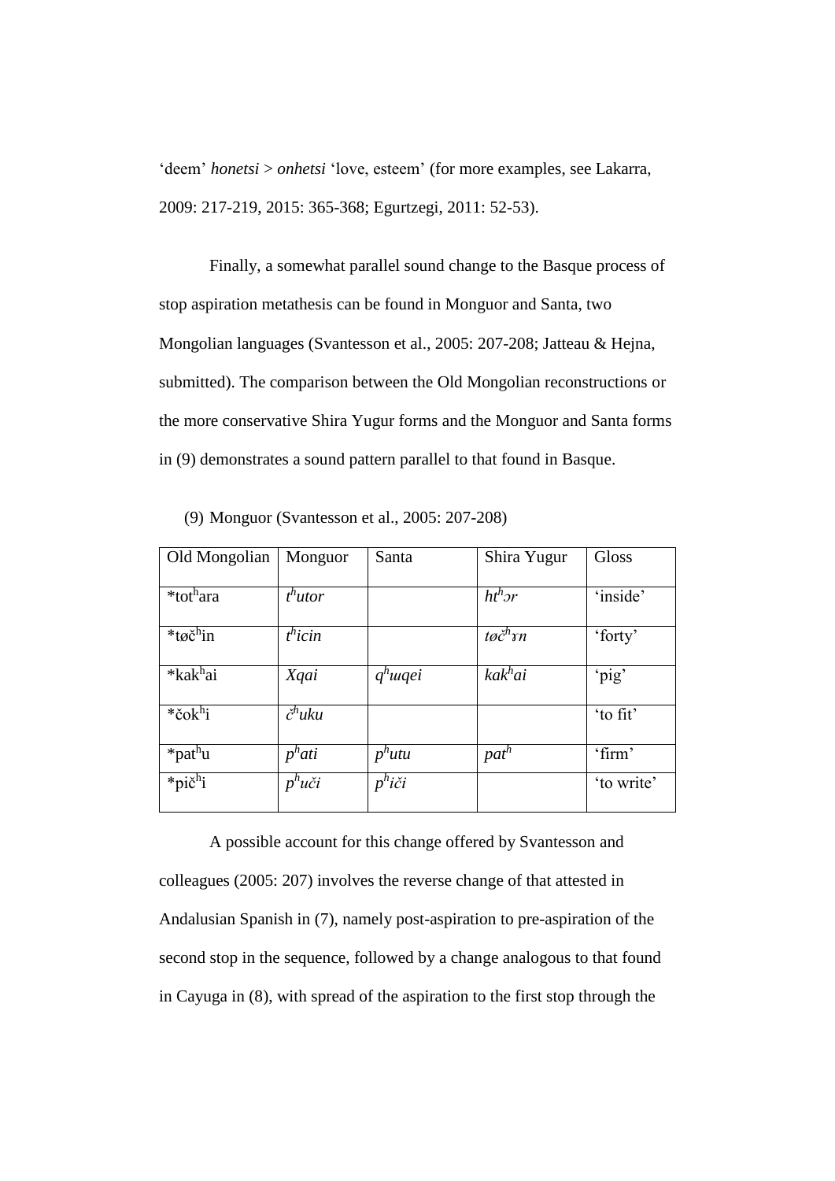'deem' *honetsi* > *onhetsi* 'love, esteem' (for more examples, see Lakarra, 2009: 217-219, 2015: 365-368; Egurtzegi, 2011: 52-53).

Finally, a somewhat parallel sound change to the Basque process of stop aspiration metathesis can be found in Monguor and Santa, two Mongolian languages (Svantesson et al., 2005: 207-208; Jatteau & Hejna, submitted). The comparison between the Old Mongolian reconstructions or the more conservative Shira Yugur forms and the Monguor and Santa forms in (9) demonstrates a sound pattern parallel to that found in Basque.

(9) Monguor (Svantesson et al., 2005: 207-208)

| Old Mongolian | Monguor | Santa | Shira Yugur | Gloss |
|---|---|---|---|---|
| *totʰara | *tʰutor* | | *htʰɔr* | 'inside' |
| *tøčʰin | *tʰicin* | | *tøčʰɤn* | 'forty' |
| *kakʰai | *Xqai* | *qʰɯqei* | *kakʰai* | 'pig' |
| *čokʰi | *čʰuku* | | | 'to fit' |
| *patʰu | *pʰati* | *pʰutu* | *patʰ* | 'firm' |
| *pičʰi | *pʰuči* | *pʰiči* | | 'to write' |

A possible account for this change offered by Svantesson and colleagues (2005: 207) involves the reverse change of that attested in Andalusian Spanish in (7), namely post-aspiration to pre-aspiration of the second stop in the sequence, followed by a change analogous to that found in Cayuga in (8), with spread of the aspiration to the first stop through the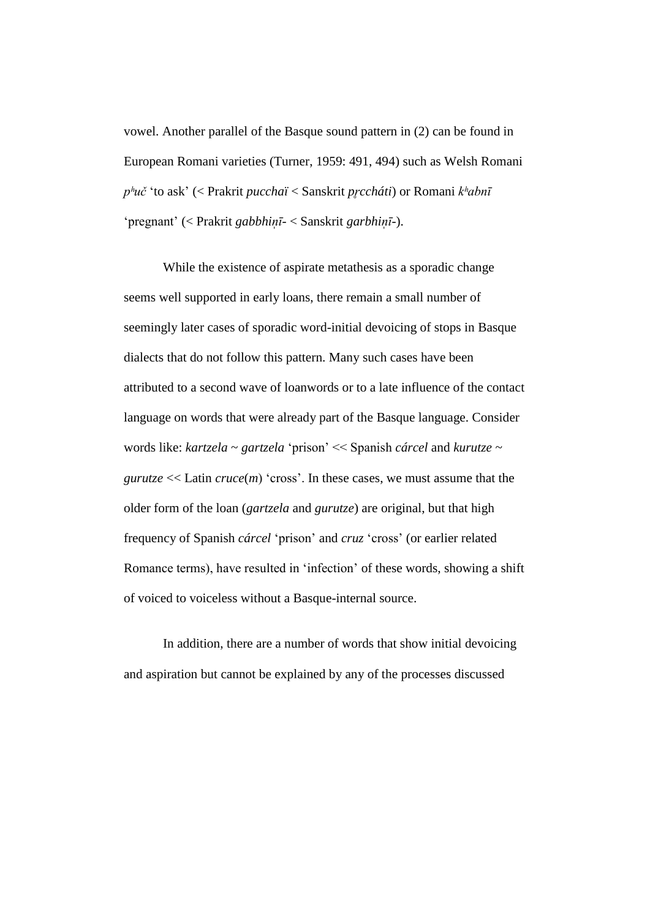vowel. Another parallel of the Basque sound pattern in (2) can be found in European Romani varieties (Turner, 1959: 491, 494) such as Welsh Romani *pʰuč* 'to ask' (< Prakrit *pucchaï* < Sanskrit *pr̥ccháti*) or Romani *kʰabnī* 'pregnant' (< Prakrit *gabbhiṇī-* < Sanskrit *garbhiṇī-*).

While the existence of aspirate metathesis as a sporadic change seems well supported in early loans, there remain a small number of seemingly later cases of sporadic word-initial devoicing of stops in Basque dialects that do not follow this pattern. Many such cases have been attributed to a second wave of loanwords or to a late influence of the contact language on words that were already part of the Basque language. Consider words like: *kartzela* ~ *gartzela* 'prison' << Spanish *cárcel* and *kurutze* ~ *gurutze* << Latin *cruce*(*m*) 'cross'. In these cases, we must assume that the older form of the loan (*gartzela* and *gurutze*) are original, but that high frequency of Spanish *cárcel* 'prison' and *cruz* 'cross' (or earlier related Romance terms), have resulted in 'infection' of these words, showing a shift of voiced to voiceless without a Basque-internal source.

In addition, there are a number of words that show initial devoicing and aspiration but cannot be explained by any of the processes discussed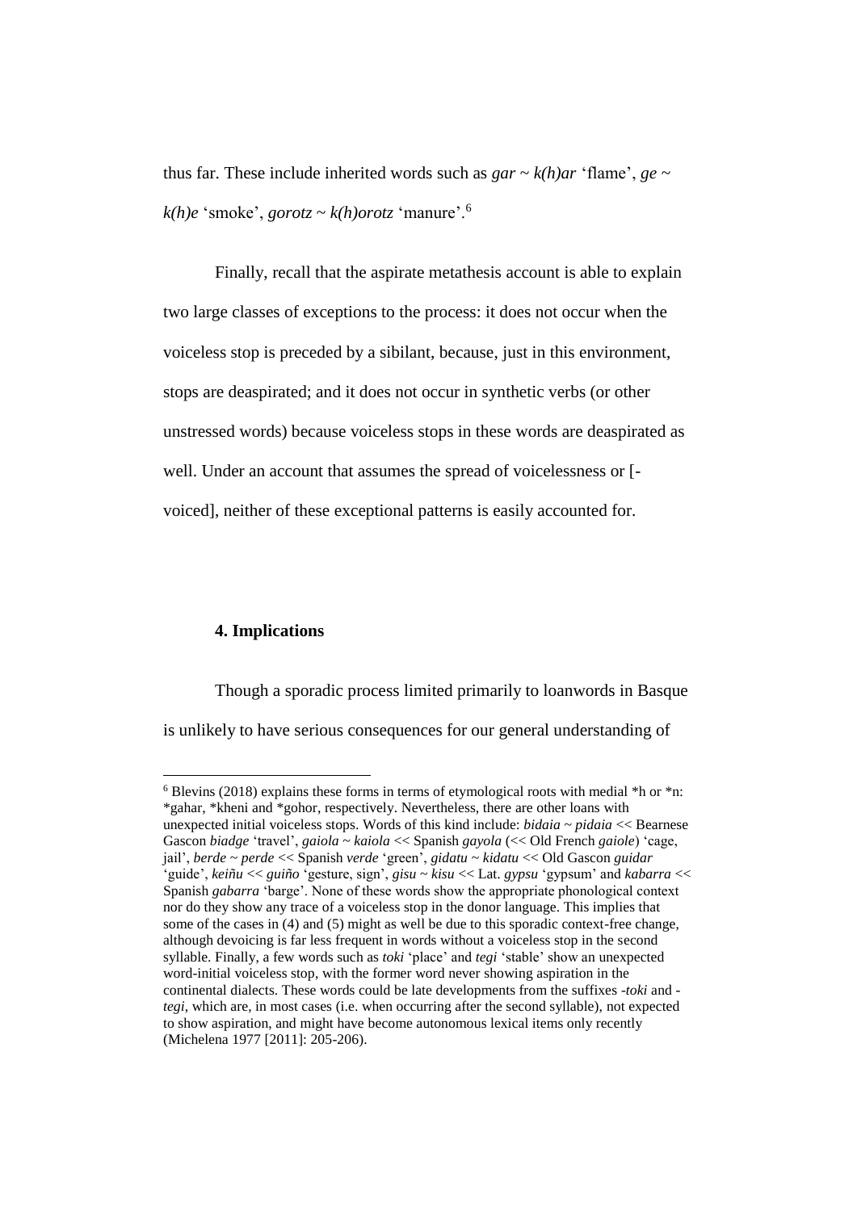thus far. These include inherited words such as *gar* ~ *k(h)ar* 'flame', *ge* ~ *k(h)e* 'smoke', *gorotz* ~ *k(h)orotz* 'manure'.[6]

Finally, recall that the aspirate metathesis account is able to explain two large classes of exceptions to the process: it does not occur when the voiceless stop is preceded by a sibilant, because, just in this environment, stops are deaspirated; and it does not occur in synthetic verbs (or other unstressed words) because voiceless stops in these words are deaspirated as well. Under an account that assumes the spread of voicelessness or [-voiced], neither of these exceptional patterns is easily accounted for.

#### 4. Implications

Though a sporadic process limited primarily to loanwords in Basque is unlikely to have serious consequences for our general understanding of

[6] Blevins (2018) explains these forms in terms of etymological roots with medial *h or *n: *gahar, *kheni and *gohor, respectively. Nevertheless, there are other loans with unexpected initial voiceless stops. Words of this kind include: *bidaia* ~ *pidaia* << Bearnese Gascon *biadge* 'travel', *gaiola* ~ *kaiola* << Spanish *gayola* (<< Old French *gaiole*) 'cage, jail', *berde* ~ *perde* << Spanish *verde* 'green', *gidatu* ~ *kidatu* << Old Gascon *guidar* 'guide', *keiñu* << *guiño* 'gesture, sign', *gisu* ~ *kisu* << Lat. *gypsu* 'gypsum' and *kabarra* << Spanish *gabarra* 'barge'. None of these words show the appropriate phonological context nor do they show any trace of a voiceless stop in the donor language. This implies that some of the cases in (4) and (5) might as well be due to this sporadic context-free change, although devoicing is far less frequent in words without a voiceless stop in the second syllable. Finally, a few words such as *toki* 'place' and *tegi* 'stable' show an unexpected word-initial voiceless stop, with the former word never showing aspiration in the continental dialects. These words could be late developments from the suffixes *-toki* and *-tegi*, which are, in most cases (i.e. when occurring after the second syllable), not expected to show aspiration, and might have become autonomous lexical items only recently (Michelena 1977 [2011]: 205-206).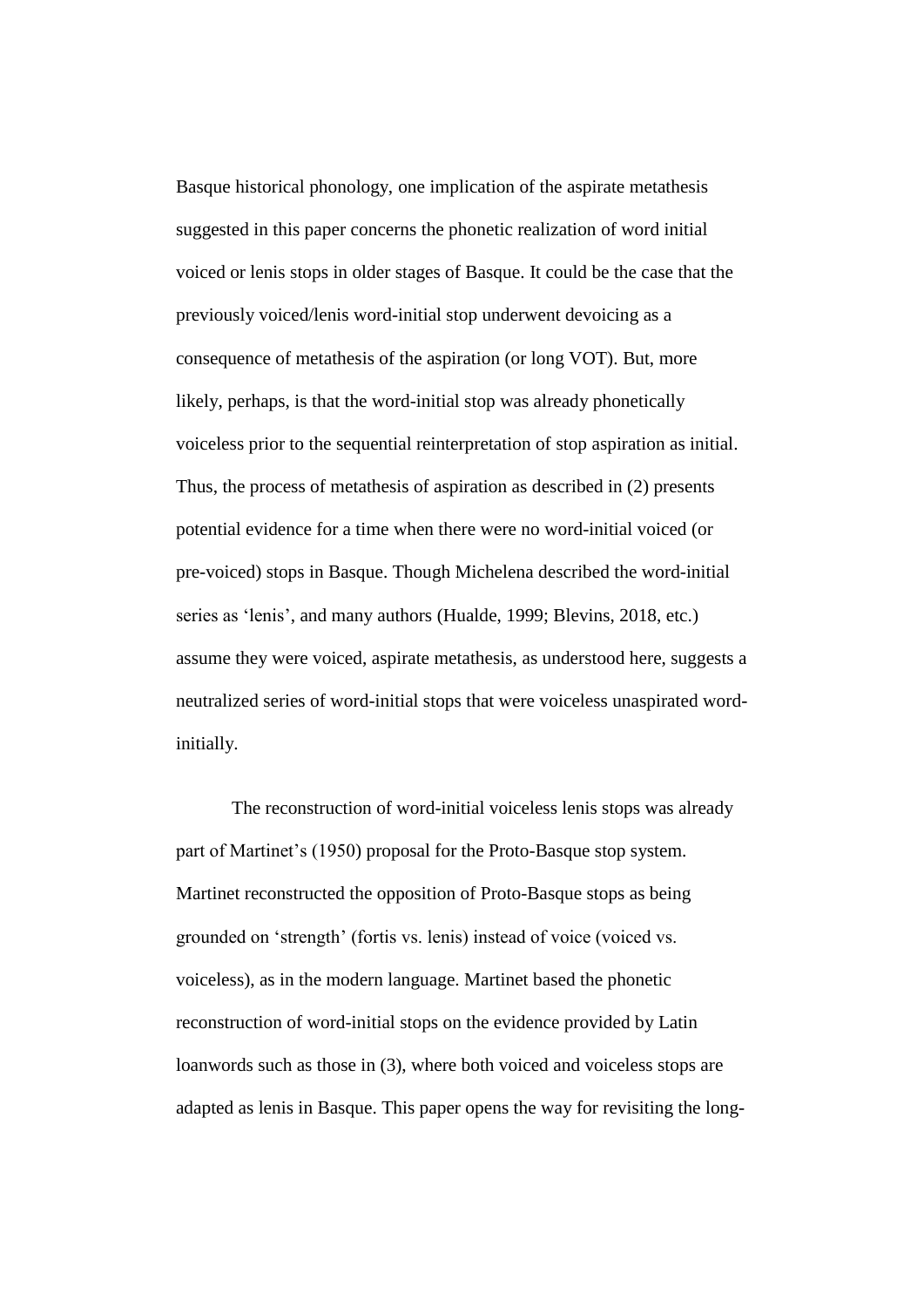Basque historical phonology, one implication of the aspirate metathesis suggested in this paper concerns the phonetic realization of word initial voiced or lenis stops in older stages of Basque. It could be the case that the previously voiced/lenis word-initial stop underwent devoicing as a consequence of metathesis of the aspiration (or long VOT). But, more likely, perhaps, is that the word-initial stop was already phonetically voiceless prior to the sequential reinterpretation of stop aspiration as initial. Thus, the process of metathesis of aspiration as described in (2) presents potential evidence for a time when there were no word-initial voiced (or pre-voiced) stops in Basque. Though Michelena described the word-initial series as 'lenis', and many authors (Hualde, 1999; Blevins, 2018, etc.) assume they were voiced, aspirate metathesis, as understood here, suggests a neutralized series of word-initial stops that were voiceless unaspirated word-initially.

The reconstruction of word-initial voiceless lenis stops was already part of Martinet's (1950) proposal for the Proto-Basque stop system. Martinet reconstructed the opposition of Proto-Basque stops as being grounded on 'strength' (fortis vs. lenis) instead of voice (voiced vs. voiceless), as in the modern language. Martinet based the phonetic reconstruction of word-initial stops on the evidence provided by Latin loanwords such as those in (3), where both voiced and voiceless stops are adapted as lenis in Basque. This paper opens the way for revisiting the long-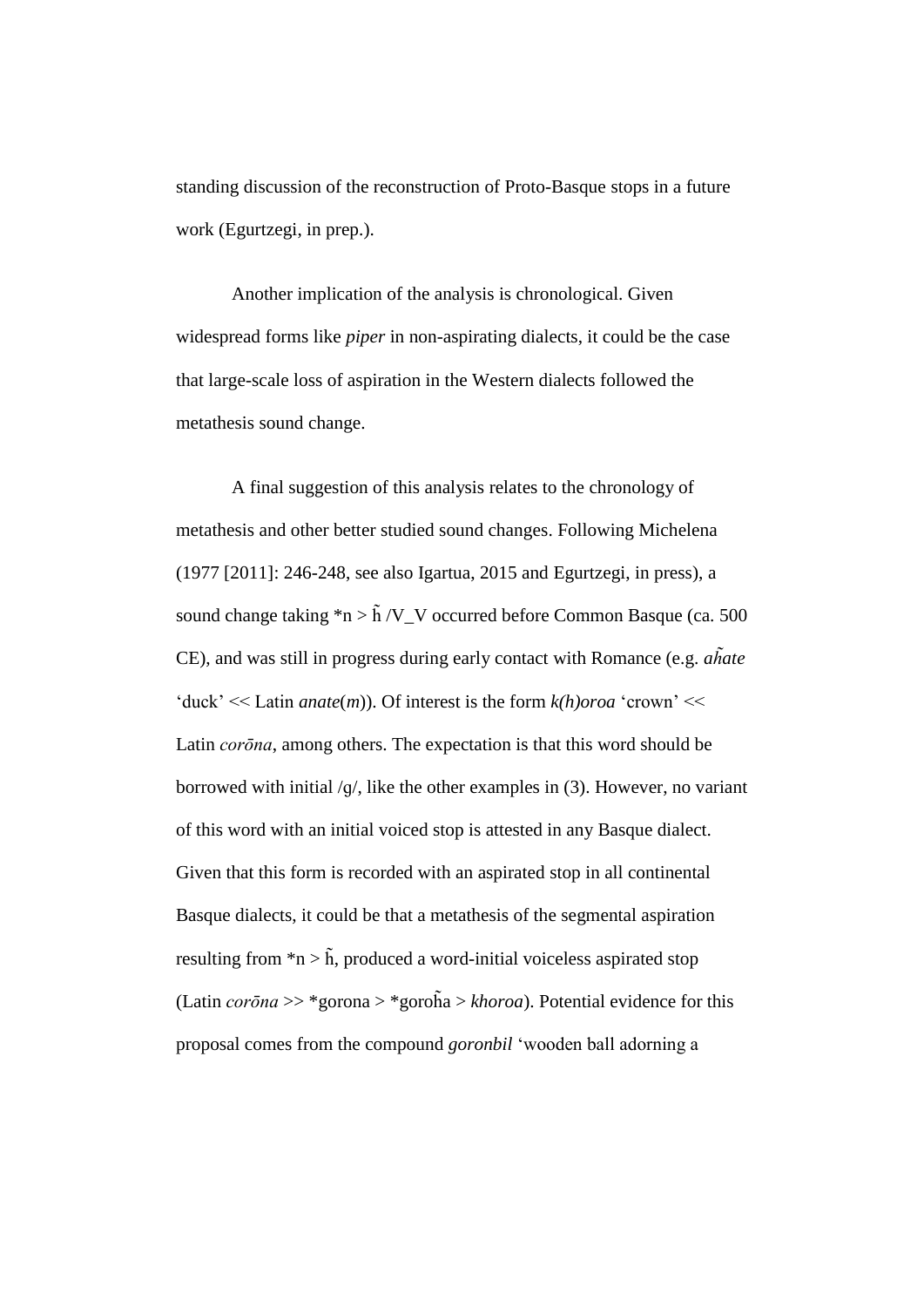standing discussion of the reconstruction of Proto-Basque stops in a future work (Egurtzegi, in prep.).

Another implication of the analysis is chronological. Given widespread forms like *piper* in non-aspirating dialects, it could be the case that large-scale loss of aspiration in the Western dialects followed the metathesis sound change.

A final suggestion of this analysis relates to the chronology of metathesis and other better studied sound changes. Following Michelena (1977 [2011]: 246-248, see also Igartua, 2015 and Egurtzegi, in press), a sound change taking *n > h̃ /V_V occurred before Common Basque (ca. 500 CE), and was still in progress during early contact with Romance (e.g. *ah̃ate* 'duck' << Latin *anate*(*m*)). Of interest is the form *k(h)oroa* 'crown' << Latin *corōna*, among others. The expectation is that this word should be borrowed with initial /g/, like the other examples in (3). However, no variant of this word with an initial voiced stop is attested in any Basque dialect. Given that this form is recorded with an aspirated stop in all continental Basque dialects, it could be that a metathesis of the segmental aspiration resulting from *n > h̃, produced a word-initial voiceless aspirated stop (Latin *corōna* >> *gorona > *goroh̃a > *khoroa*). Potential evidence for this proposal comes from the compound *goronbil* 'wooden ball adorning a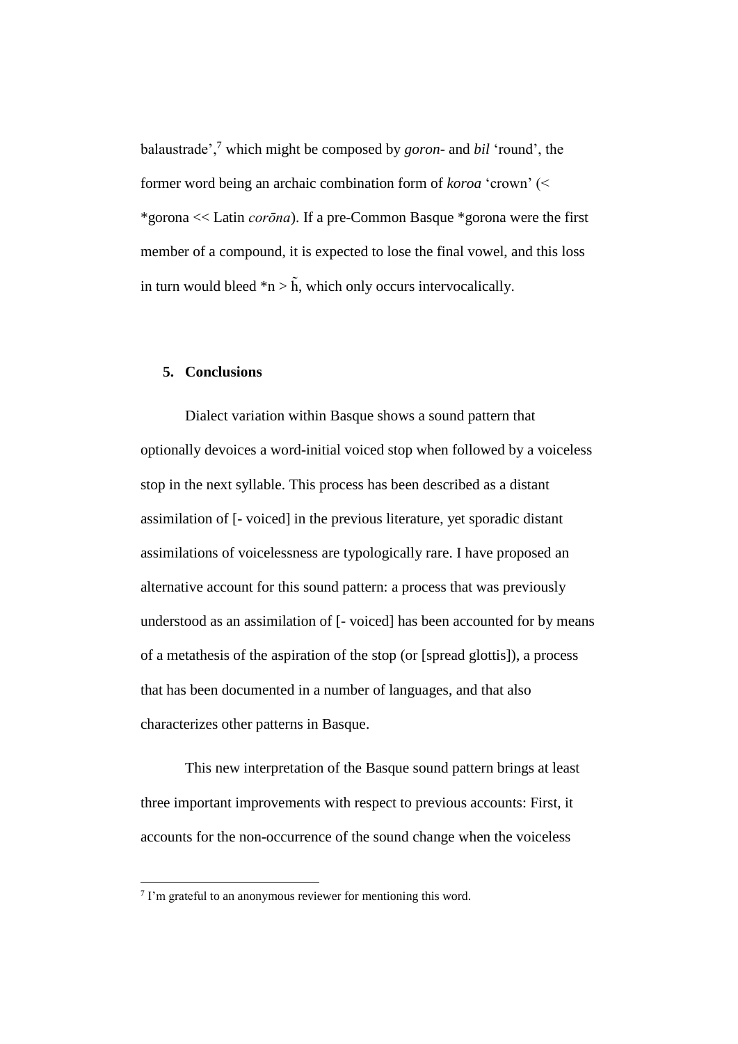balaustrade',[7] which might be composed by *goron-* and *bil* 'round', the former word being an archaic combination form of *koroa* 'crown' (< *gorona << Latin *corōna*). If a pre-Common Basque *gorona were the first member of a compound, it is expected to lose the final vowel, and this loss in turn would bleed *n > h̃, which only occurs intervocalically.

## 5. Conclusions

Dialect variation within Basque shows a sound pattern that optionally devoices a word-initial voiced stop when followed by a voiceless stop in the next syllable. This process has been described as a distant assimilation of [- voiced] in the previous literature, yet sporadic distant assimilations of voicelessness are typologically rare. I have proposed an alternative account for this sound pattern: a process that was previously understood as an assimilation of [- voiced] has been accounted for by means of a metathesis of the aspiration of the stop (or [spread glottis]), a process that has been documented in a number of languages, and that also characterizes other patterns in Basque.

This new interpretation of the Basque sound pattern brings at least three important improvements with respect to previous accounts: First, it accounts for the non-occurrence of the sound change when the voiceless

[7] I'm grateful to an anonymous reviewer for mentioning this word.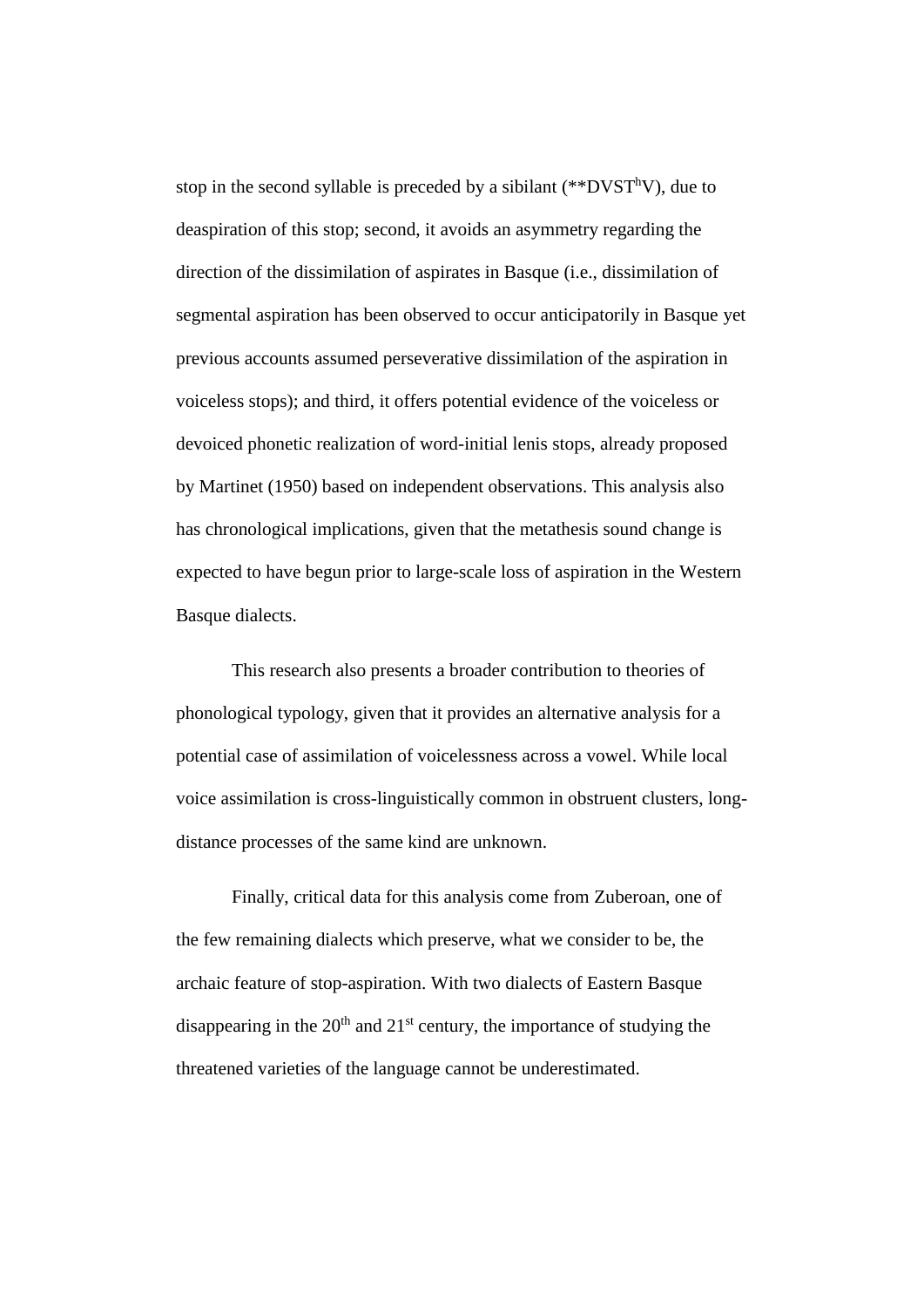stop in the second syllable is preceded by a sibilant (**DVST$^{h}$V), due to deaspiration of this stop; second, it avoids an asymmetry regarding the direction of the dissimilation of aspirates in Basque (i.e., dissimilation of segmental aspiration has been observed to occur anticipatorily in Basque yet previous accounts assumed perseverative dissimilation of the aspiration in voiceless stops); and third, it offers potential evidence of the voiceless or devoiced phonetic realization of word-initial lenis stops, already proposed by Martinet (1950) based on independent observations. This analysis also has chronological implications, given that the metathesis sound change is expected to have begun prior to large-scale loss of aspiration in the Western Basque dialects.

This research also presents a broader contribution to theories of phonological typology, given that it provides an alternative analysis for a potential case of assimilation of voicelessness across a vowel. While local voice assimilation is cross-linguistically common in obstruent clusters, long-distance processes of the same kind are unknown.

Finally, critical data for this analysis come from Zuberoan, one of the few remaining dialects which preserve, what we consider to be, the archaic feature of stop-aspiration. With two dialects of Eastern Basque disappearing in the 20th and 21st century, the importance of studying the threatened varieties of the language cannot be underestimated.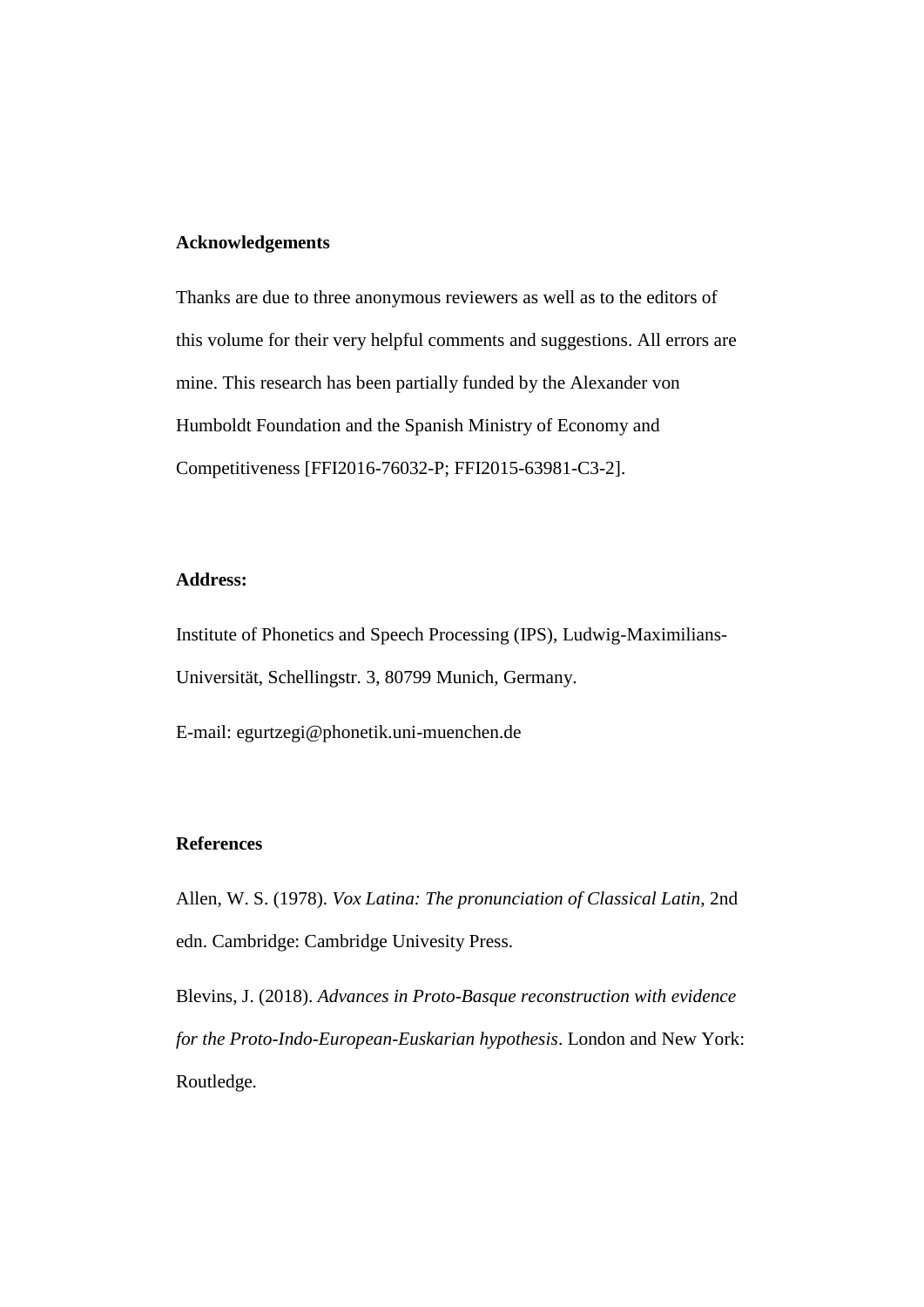## Acknowledgements

Thanks are due to three anonymous reviewers as well as to the editors of this volume for their very helpful comments and suggestions. All errors are mine. This research has been partially funded by the Alexander von Humboldt Foundation and the Spanish Ministry of Economy and Competitiveness [FFI2016-76032-P; FFI2015-63981-C3-2].

## Address:

Institute of Phonetics and Speech Processing (IPS), Ludwig-Maximilians-Universität, Schellingstr. 3, 80799 Munich, Germany.

E-mail: egurtzegi@phonetik.uni-muenchen.de

## References

Allen, W. S. (1978). *Vox Latina: The pronunciation of Classical Latin*, 2nd edn. Cambridge: Cambridge Univesity Press.

Blevins, J. (2018). *Advances in Proto-Basque reconstruction with evidence for the Proto-Indo-European-Euskarian hypothesis*. London and New York: Routledge.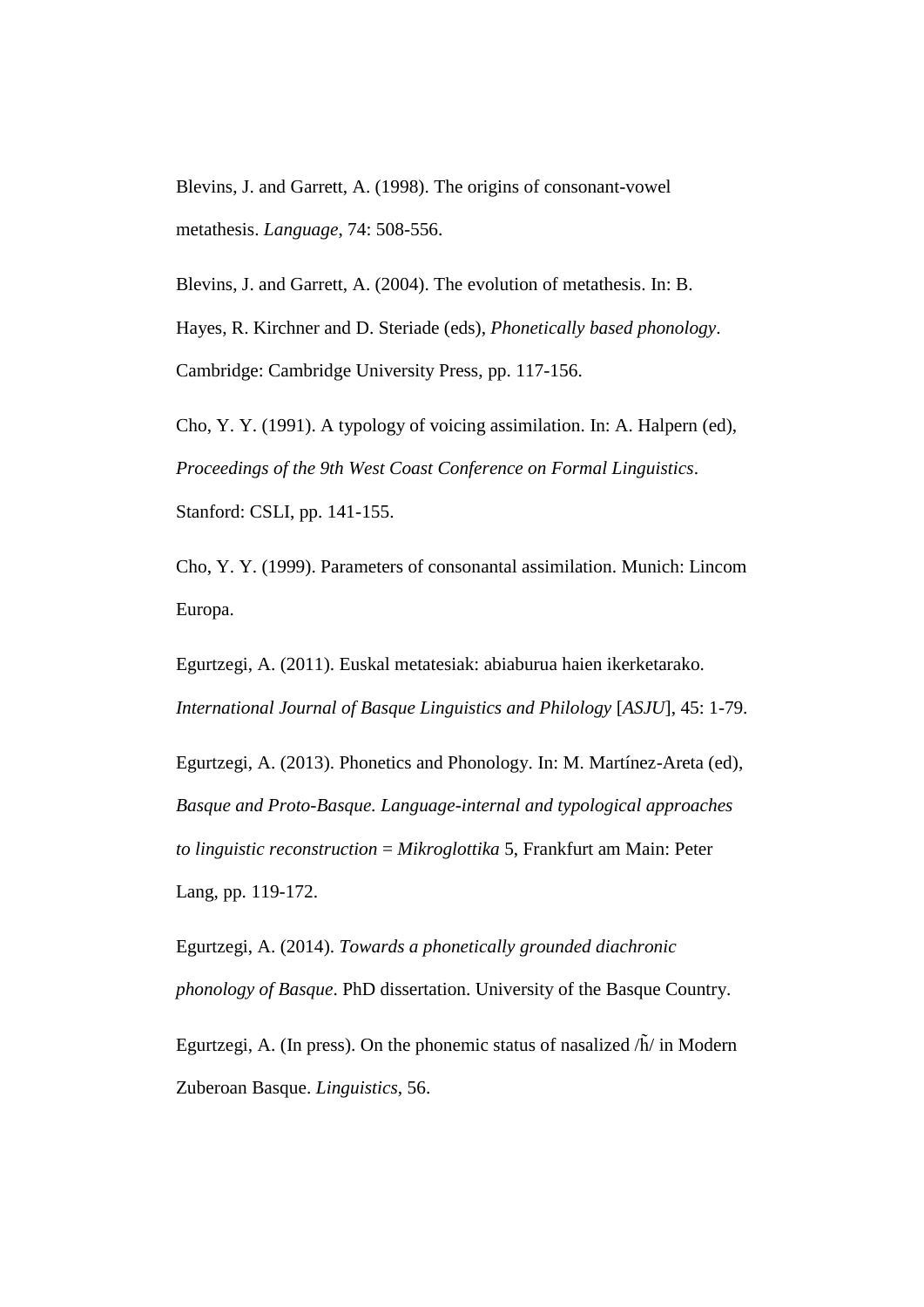Blevins, J. and Garrett, A. (1998). The origins of consonant-vowel metathesis. *Language*, 74: 508-556.

Blevins, J. and Garrett, A. (2004). The evolution of metathesis. In: B. Hayes, R. Kirchner and D. Steriade (eds), *Phonetically based phonology*. Cambridge: Cambridge University Press, pp. 117-156.

Cho, Y. Y. (1991). A typology of voicing assimilation. In: A. Halpern (ed), *Proceedings of the 9th West Coast Conference on Formal Linguistics*. Stanford: CSLI, pp. 141-155.

Cho, Y. Y. (1999). Parameters of consonantal assimilation. Munich: Lincom Europa.

Egurtzegi, A. (2011). Euskal metatesiak: abiaburua haien ikerketarako. *International Journal of Basque Linguistics and Philology* [*ASJU*], 45: 1-79.

Egurtzegi, A. (2013). Phonetics and Phonology. In: M. Martínez-Areta (ed), *Basque and Proto-Basque. Language-internal and typological approaches to linguistic reconstruction* = *Mikroglottika* 5, Frankfurt am Main: Peter Lang, pp. 119-172.

Egurtzegi, A. (2014). *Towards a phonetically grounded diachronic phonology of Basque*. PhD dissertation. University of the Basque Country.

Egurtzegi, A. (In press). On the phonemic status of nasalized /h̃/ in Modern Zuberoan Basque. *Linguistics*, 56.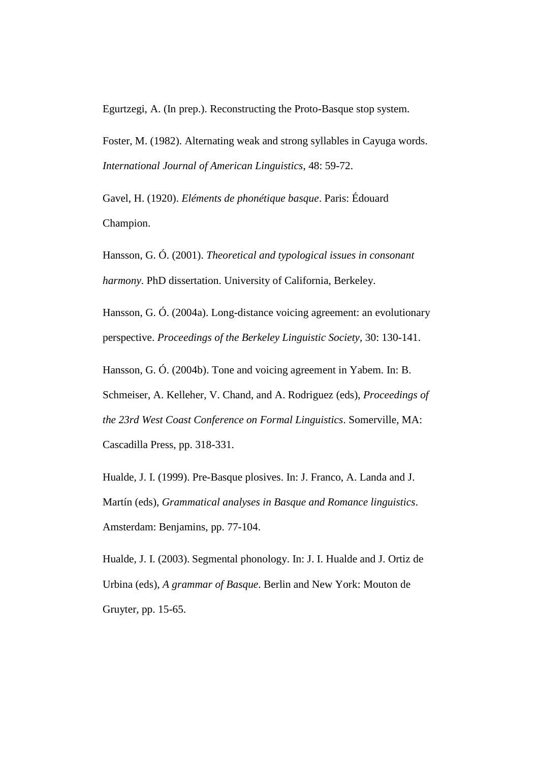Egurtzegi, A. (In prep.). Reconstructing the Proto-Basque stop system.

Foster, M. (1982). Alternating weak and strong syllables in Cayuga words. *International Journal of American Linguistics*, 48: 59-72.

Gavel, H. (1920). *Eléments de phonétique basque*. Paris: Édouard Champion.

Hansson, G. Ó. (2001). *Theoretical and typological issues in consonant harmony*. PhD dissertation. University of California, Berkeley.

Hansson, G. Ó. (2004a). Long-distance voicing agreement: an evolutionary perspective. *Proceedings of the Berkeley Linguistic Society*, 30: 130-141.

Hansson, G. Ó. (2004b). Tone and voicing agreement in Yabem. In: B. Schmeiser, A. Kelleher, V. Chand, and A. Rodriguez (eds), *Proceedings of the 23rd West Coast Conference on Formal Linguistics*. Somerville, MA: Cascadilla Press, pp. 318-331.

Hualde, J. I. (1999). Pre-Basque plosives. In: J. Franco, A. Landa and J. Martín (eds), *Grammatical analyses in Basque and Romance linguistics*. Amsterdam: Benjamins, pp. 77-104.

Hualde, J. I. (2003). Segmental phonology. In: J. I. Hualde and J. Ortiz de Urbina (eds), *A grammar of Basque*. Berlin and New York: Mouton de Gruyter, pp. 15-65.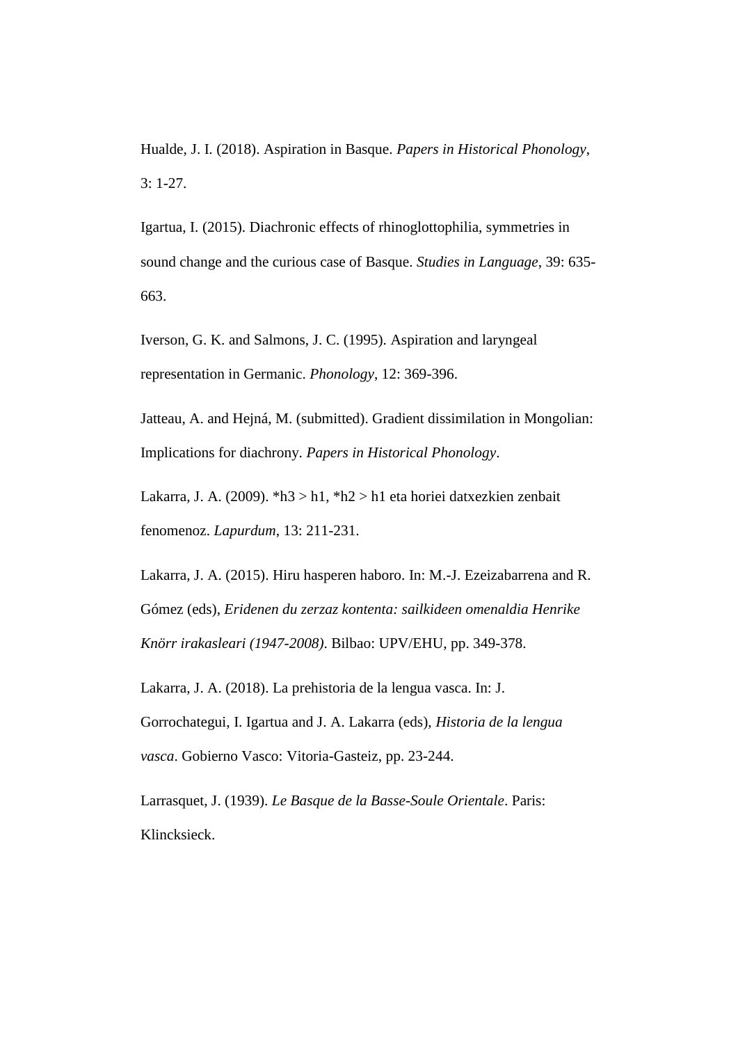Hualde, J. I. (2018). Aspiration in Basque. *Papers in Historical Phonology*, 3: 1-27.

Igartua, I. (2015). Diachronic effects of rhinoglottophilia, symmetries in sound change and the curious case of Basque. *Studies in Language*, 39: 635-663.

Iverson, G. K. and Salmons, J. C. (1995). Aspiration and laryngeal representation in Germanic. *Phonology*, 12: 369-396.

Jatteau, A. and Hejná, M. (submitted). Gradient dissimilation in Mongolian: Implications for diachrony. *Papers in Historical Phonology*.

Lakarra, J. A. (2009). *h3 > h1, *h2 > h1 eta horiei datxezkien zenbait fenomenoz. *Lapurdum*, 13: 211-231.

Lakarra, J. A. (2015). Hiru hasperen haboro. In: M.-J. Ezeizabarrena and R. Gómez (eds), *Eridenen du zerzaz kontenta: sailkideen omenaldia Henrike Knörr irakasleari (1947-2008)*. Bilbao: UPV/EHU, pp. 349-378.

Lakarra, J. A. (2018). La prehistoria de la lengua vasca. In: J. Gorrochategui, I. Igartua and J. A. Lakarra (eds), *Historia de la lengua vasca*. Gobierno Vasco: Vitoria-Gasteiz, pp. 23-244.

Larrasquet, J. (1939). *Le Basque de la Basse-Soule Orientale*. Paris: Klincksieck.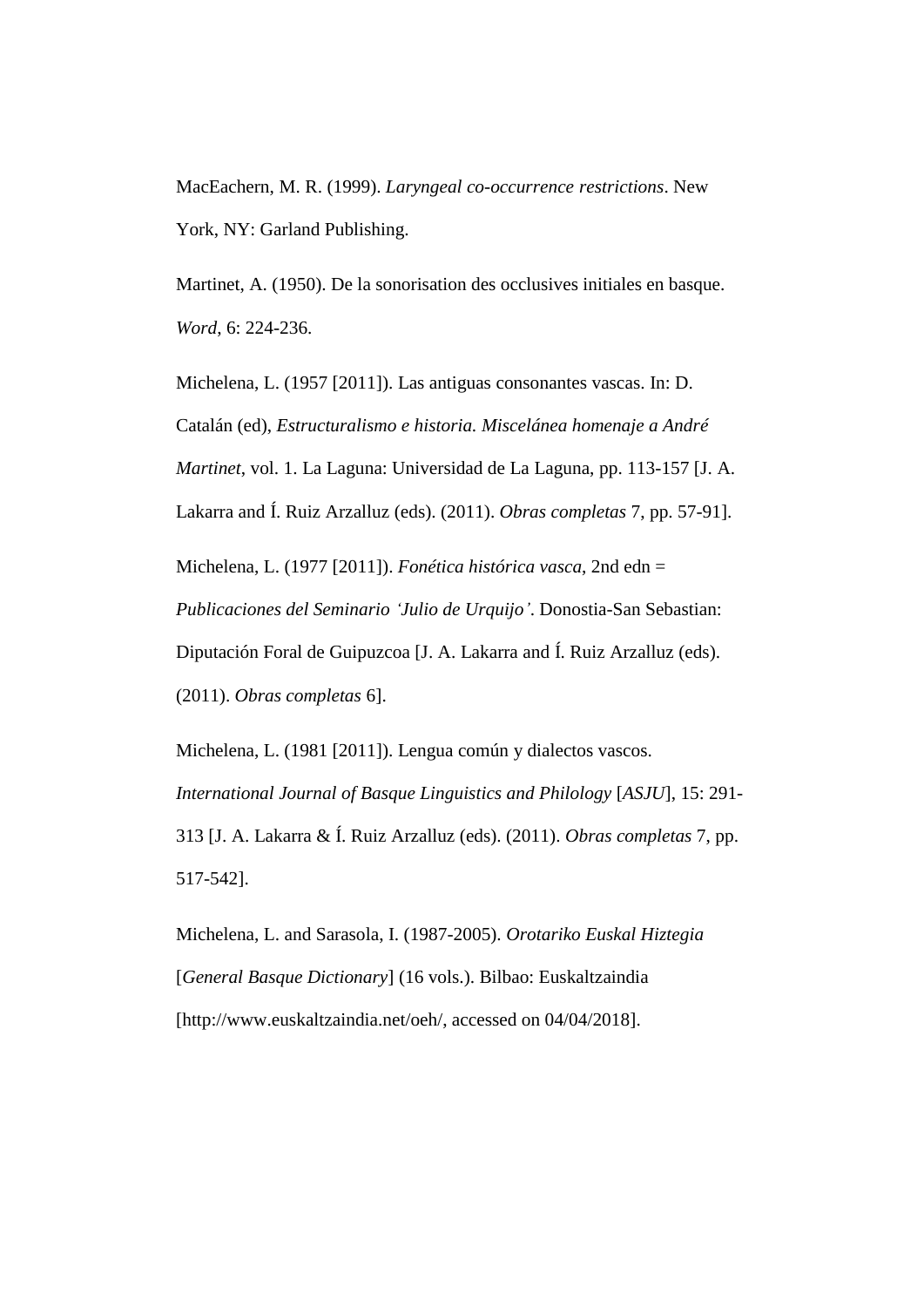MacEachern, M. R. (1999). *Laryngeal co-occurrence restrictions*. New York, NY: Garland Publishing.

Martinet, A. (1950). De la sonorisation des occlusives initiales en basque. *Word*, 6: 224-236.

Michelena, L. (1957 [2011]). Las antiguas consonantes vascas. In: D. Catalán (ed), *Estructuralismo e historia. Miscelánea homenaje a André Martinet*, vol. 1. La Laguna: Universidad de La Laguna, pp. 113-157 [J. A. Lakarra and Í. Ruiz Arzalluz (eds). (2011). *Obras completas* 7, pp. 57-91].

Michelena, L. (1977 [2011]). *Fonética histórica vasca*, 2nd edn = *Publicaciones del Seminario 'Julio de Urquijo'*. Donostia-San Sebastian: Diputación Foral de Guipuzcoa [J. A. Lakarra and Í. Ruiz Arzalluz (eds). (2011). *Obras completas* 6].

Michelena, L. (1981 [2011]). Lengua común y dialectos vascos. *International Journal of Basque Linguistics and Philology* [*ASJU*], 15: 291-313 [J. A. Lakarra & Í. Ruiz Arzalluz (eds). (2011). *Obras completas* 7, pp. 517-542].

Michelena, L. and Sarasola, I. (1987-2005). *Orotariko Euskal Hiztegia* [*General Basque Dictionary*] (16 vols.). Bilbao: Euskaltzaindia [http://www.euskaltzaindia.net/oeh/, accessed on 04/04/2018].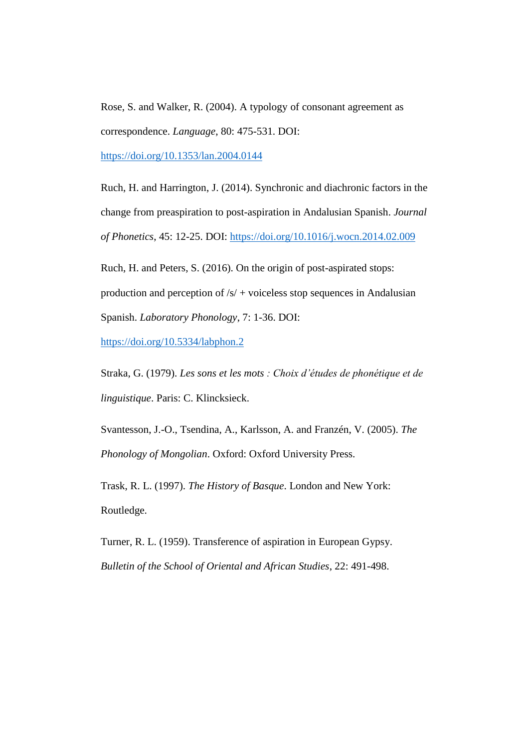Rose, S. and Walker, R. (2004). A typology of consonant agreement as correspondence. *Language*, 80: 475-531. DOI: https://doi.org/10.1353/lan.2004.0144

Ruch, H. and Harrington, J. (2014). Synchronic and diachronic factors in the change from preaspiration to post-aspiration in Andalusian Spanish. *Journal of Phonetics*, 45: 12-25. DOI: https://doi.org/10.1016/j.wocn.2014.02.009

Ruch, H. and Peters, S. (2016). On the origin of post-aspirated stops: production and perception of /s/ + voiceless stop sequences in Andalusian Spanish. *Laboratory Phonology*, 7: 1-36. DOI: https://doi.org/10.5334/labphon.2

Straka, G. (1979). *Les sons et les mots : Choix d'études de phonétique et de linguistique*. Paris: C. Klincksieck.

Svantesson, J.-O., Tsendina, A., Karlsson, A. and Franzén, V. (2005). *The Phonology of Mongolian*. Oxford: Oxford University Press.

Trask, R. L. (1997). *The History of Basque*. London and New York: Routledge.

Turner, R. L. (1959). Transference of aspiration in European Gypsy. *Bulletin of the School of Oriental and African Studies*, 22: 491-498.